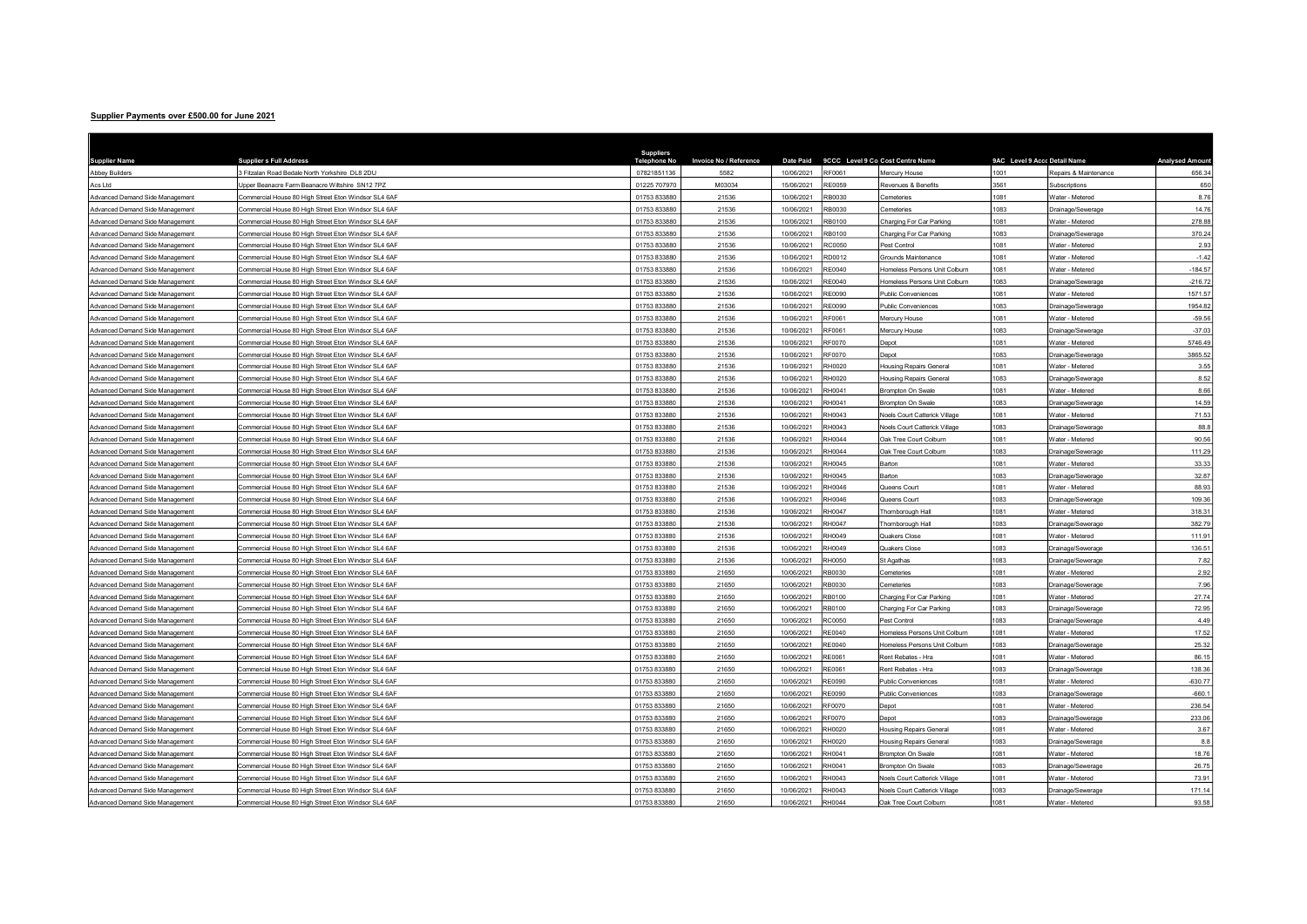## Supplier Payments over £500.00 for June 2021

| Supplier Name | Supplier s Full Address | Suppliers Telephone No | Invoice No / Reference | Date Paid | 9CCC | Level 9 Co Cost Centre Name | 9AC | Level 9 Acco Detail Name | Analysed Amount |
|---|---|---|---|---|---|---|---|---|---|
| Abbey Builders | 3 Fitzalan Road Bedale North Yorkshire DL8 2DU | 07821851136 | 5582 | 10/06/2021 | RF0061 | Mercury House | 1001 | Repairs & Maintenance | 656.34 |
| Acs Ltd | Upper Beanacre Farm Beanacre Wiltshire SN12 7PZ | 01225 707970 | M03034 | 15/06/2021 | RE0059 | Revenues & Benefits | 3561 | Subscriptions | 650 |
| Advanced Demand Side Management | Commercial House 80 High Street Eton Windsor SL4 6AF | 01753 833880 | 21536 | 10/06/2021 | RB0030 | Cemeteries | 1081 | Water - Metered | 8.76 |
| Advanced Demand Side Management | Commercial House 80 High Street Eton Windsor SL4 6AF | 01753 833880 | 21536 | 10/06/2021 | RB0030 | Cemeteries | 1083 | Drainage/Sewerage | 14.76 |
| Advanced Demand Side Management | Commercial House 80 High Street Eton Windsor SL4 6AF | 01753 833880 | 21536 | 10/06/2021 | RB0100 | Charging For Car Parking | 1081 | Water - Metered | 278.88 |
| Advanced Demand Side Management | Commercial House 80 High Street Eton Windsor SL4 6AF | 01753 833880 | 21536 | 10/06/2021 | RB0100 | Charging For Car Parking | 1083 | Drainage/Sewerage | 370.24 |
| Advanced Demand Side Management | Commercial House 80 High Street Eton Windsor SL4 6AF | 01753 833880 | 21536 | 10/06/2021 | RC0050 | Pest Control | 1081 | Water - Metered | 2.93 |
| Advanced Demand Side Management | Commercial House 80 High Street Eton Windsor SL4 6AF | 01753 833880 | 21536 | 10/06/2021 | RD0012 | Grounds Maintenance | 1081 | Water - Metered | -1.42 |
| Advanced Demand Side Management | Commercial House 80 High Street Eton Windsor SL4 6AF | 01753 833880 | 21536 | 10/06/2021 | RE0040 | Homeless Persons Unit Colburn | 1081 | Water - Metered | -184.57 |
| Advanced Demand Side Management | Commercial House 80 High Street Eton Windsor SL4 6AF | 01753 833880 | 21536 | 10/06/2021 | RE0040 | Homeless Persons Unit Colburn | 1083 | Drainage/Sewerage | -216.72 |
| Advanced Demand Side Management | Commercial House 80 High Street Eton Windsor SL4 6AF | 01753 833880 | 21536 | 10/06/2021 | RE0090 | Public Conveniences | 1081 | Water - Metered | 1571.57 |
| Advanced Demand Side Management | Commercial House 80 High Street Eton Windsor SL4 6AF | 01753 833880 | 21536 | 10/06/2021 | RE0090 | Public Conveniences | 1083 | Drainage/Sewerage | 1954.82 |
| Advanced Demand Side Management | Commercial House 80 High Street Eton Windsor SL4 6AF | 01753 833880 | 21536 | 10/06/2021 | RF0061 | Mercury House | 1081 | Water - Metered | -59.56 |
| Advanced Demand Side Management | Commercial House 80 High Street Eton Windsor SL4 6AF | 01753 833880 | 21536 | 10/06/2021 | RF0061 | Mercury House | 1083 | Drainage/Sewerage | -37.03 |
| Advanced Demand Side Management | Commercial House 80 High Street Eton Windsor SL4 6AF | 01753 833880 | 21536 | 10/06/2021 | RF0070 | Depot | 1081 | Water - Metered | 5746.49 |
| Advanced Demand Side Management | Commercial House 80 High Street Eton Windsor SL4 6AF | 01753 833880 | 21536 | 10/06/2021 | RF0070 | Depot | 1083 | Drainage/Sewerage | 3865.52 |
| Advanced Demand Side Management | Commercial House 80 High Street Eton Windsor SL4 6AF | 01753 833880 | 21536 | 10/06/2021 | RH0020 | Housing Repairs General | 1081 | Water - Metered | 3.55 |
| Advanced Demand Side Management | Commercial House 80 High Street Eton Windsor SL4 6AF | 01753 833880 | 21536 | 10/06/2021 | RH0020 | Housing Repairs General | 1083 | Drainage/Sewerage | 8.52 |
| Advanced Demand Side Management | Commercial House 80 High Street Eton Windsor SL4 6AF | 01753 833880 | 21536 | 10/06/2021 | RH0041 | Brompton On Swale | 1081 | Water - Metered | 8.66 |
| Advanced Demand Side Management | Commercial House 80 High Street Eton Windsor SL4 6AF | 01753 833880 | 21536 | 10/06/2021 | RH0041 | Brompton On Swale | 1083 | Drainage/Sewerage | 14.59 |
| Advanced Demand Side Management | Commercial House 80 High Street Eton Windsor SL4 6AF | 01753 833880 | 21536 | 10/06/2021 | RH0043 | Noels Court Catterick Village | 1081 | Water - Metered | 71.53 |
| Advanced Demand Side Management | Commercial House 80 High Street Eton Windsor SL4 6AF | 01753 833880 | 21536 | 10/06/2021 | RH0043 | Noels Court Catterick Village | 1083 | Drainage/Sewerage | 88.8 |
| Advanced Demand Side Management | Commercial House 80 High Street Eton Windsor SL4 6AF | 01753 833880 | 21536 | 10/06/2021 | RH0044 | Oak Tree Court Colburn | 1081 | Water - Metered | 90.56 |
| Advanced Demand Side Management | Commercial House 80 High Street Eton Windsor SL4 6AF | 01753 833880 | 21536 | 10/06/2021 | RH0044 | Oak Tree Court Colburn | 1083 | Drainage/Sewerage | 111.29 |
| Advanced Demand Side Management | Commercial House 80 High Street Eton Windsor SL4 6AF | 01753 833880 | 21536 | 10/06/2021 | RH0045 | Barton | 1081 | Water - Metered | 33.33 |
| Advanced Demand Side Management | Commercial House 80 High Street Eton Windsor SL4 6AF | 01753 833880 | 21536 | 10/06/2021 | RH0045 | Barton | 1083 | Drainage/Sewerage | 32.87 |
| Advanced Demand Side Management | Commercial House 80 High Street Eton Windsor SL4 6AF | 01753 833880 | 21536 | 10/06/2021 | RH0046 | Queens Court | 1081 | Water - Metered | 88.93 |
| Advanced Demand Side Management | Commercial House 80 High Street Eton Windsor SL4 6AF | 01753 833880 | 21536 | 10/06/2021 | RH0046 | Queens Court | 1083 | Drainage/Sewerage | 109.36 |
| Advanced Demand Side Management | Commercial House 80 High Street Eton Windsor SL4 6AF | 01753 833880 | 21536 | 10/06/2021 | RH0047 | Thornborough Hall | 1081 | Water - Metered | 318.31 |
| Advanced Demand Side Management | Commercial House 80 High Street Eton Windsor SL4 6AF | 01753 833880 | 21536 | 10/06/2021 | RH0047 | Thornborough Hall | 1083 | Drainage/Sewerage | 382.79 |
| Advanced Demand Side Management | Commercial House 80 High Street Eton Windsor SL4 6AF | 01753 833880 | 21536 | 10/06/2021 | RH0049 | Quakers Close | 1081 | Water - Metered | 111.91 |
| Advanced Demand Side Management | Commercial House 80 High Street Eton Windsor SL4 6AF | 01753 833880 | 21536 | 10/06/2021 | RH0049 | Quakers Close | 1083 | Drainage/Sewerage | 136.51 |
| Advanced Demand Side Management | Commercial House 80 High Street Eton Windsor SL4 6AF | 01753 833880 | 21536 | 10/06/2021 | RH0050 | St Agathas | 1083 | Drainage/Sewerage | 7.82 |
| Advanced Demand Side Management | Commercial House 80 High Street Eton Windsor SL4 6AF | 01753 833880 | 21650 | 10/06/2021 | RB0030 | Cemeteries | 1081 | Water - Metered | 2.92 |
| Advanced Demand Side Management | Commercial House 80 High Street Eton Windsor SL4 6AF | 01753 833880 | 21650 | 10/06/2021 | RB0030 | Cemeteries | 1083 | Drainage/Sewerage | 7.96 |
| Advanced Demand Side Management | Commercial House 80 High Street Eton Windsor SL4 6AF | 01753 833880 | 21650 | 10/06/2021 | RB0100 | Charging For Car Parking | 1081 | Water - Metered | 27.74 |
| Advanced Demand Side Management | Commercial House 80 High Street Eton Windsor SL4 6AF | 01753 833880 | 21650 | 10/06/2021 | RB0100 | Charging For Car Parking | 1083 | Drainage/Sewerage | 72.95 |
| Advanced Demand Side Management | Commercial House 80 High Street Eton Windsor SL4 6AF | 01753 833880 | 21650 | 10/06/2021 | RC0050 | Pest Control | 1083 | Drainage/Sewerage | 4.49 |
| Advanced Demand Side Management | Commercial House 80 High Street Eton Windsor SL4 6AF | 01753 833880 | 21650 | 10/06/2021 | RE0040 | Homeless Persons Unit Colburn | 1081 | Water - Metered | 17.52 |
| Advanced Demand Side Management | Commercial House 80 High Street Eton Windsor SL4 6AF | 01753 833880 | 21650 | 10/06/2021 | RE0040 | Homeless Persons Unit Colburn | 1083 | Drainage/Sewerage | 25.32 |
| Advanced Demand Side Management | Commercial House 80 High Street Eton Windsor SL4 6AF | 01753 833880 | 21650 | 10/06/2021 | RE0061 | Rent Rebates - Hra | 1081 | Water - Metered | 86.15 |
| Advanced Demand Side Management | Commercial House 80 High Street Eton Windsor SL4 6AF | 01753 833880 | 21650 | 10/06/2021 | RE0061 | Rent Rebates - Hra | 1083 | Drainage/Sewerage | 138.36 |
| Advanced Demand Side Management | Commercial House 80 High Street Eton Windsor SL4 6AF | 01753 833880 | 21650 | 10/06/2021 | RE0090 | Public Conveniences | 1081 | Water - Metered | -630.77 |
| Advanced Demand Side Management | Commercial House 80 High Street Eton Windsor SL4 6AF | 01753 833880 | 21650 | 10/06/2021 | RE0090 | Public Conveniences | 1083 | Drainage/Sewerage | -660.1 |
| Advanced Demand Side Management | Commercial House 80 High Street Eton Windsor SL4 6AF | 01753 833880 | 21650 | 10/06/2021 | RF0070 | Depot | 1081 | Water - Metered | 236.54 |
| Advanced Demand Side Management | Commercial House 80 High Street Eton Windsor SL4 6AF | 01753 833880 | 21650 | 10/06/2021 | RF0070 | Depot | 1083 | Drainage/Sewerage | 233.06 |
| Advanced Demand Side Management | Commercial House 80 High Street Eton Windsor SL4 6AF | 01753 833880 | 21650 | 10/06/2021 | RH0020 | Housing Repairs General | 1081 | Water - Metered | 3.67 |
| Advanced Demand Side Management | Commercial House 80 High Street Eton Windsor SL4 6AF | 01753 833880 | 21650 | 10/06/2021 | RH0020 | Housing Repairs General | 1083 | Drainage/Sewerage | 8.8 |
| Advanced Demand Side Management | Commercial House 80 High Street Eton Windsor SL4 6AF | 01753 833880 | 21650 | 10/06/2021 | RH0041 | Brompton On Swale | 1081 | Water - Metered | 18.76 |
| Advanced Demand Side Management | Commercial House 80 High Street Eton Windsor SL4 6AF | 01753 833880 | 21650 | 10/06/2021 | RH0041 | Brompton On Swale | 1083 | Drainage/Sewerage | 26.75 |
| Advanced Demand Side Management | Commercial House 80 High Street Eton Windsor SL4 6AF | 01753 833880 | 21650 | 10/06/2021 | RH0043 | Noels Court Catterick Village | 1081 | Water - Metered | 73.91 |
| Advanced Demand Side Management | Commercial House 80 High Street Eton Windsor SL4 6AF | 01753 833880 | 21650 | 10/06/2021 | RH0043 | Noels Court Catterick Village | 1083 | Drainage/Sewerage | 171.14 |
| Advanced Demand Side Management | Commercial House 80 High Street Eton Windsor SL4 6AF | 01753 833880 | 21650 | 10/06/2021 | RH0044 | Oak Tree Court Colburn | 1081 | Water - Metered | 93.58 |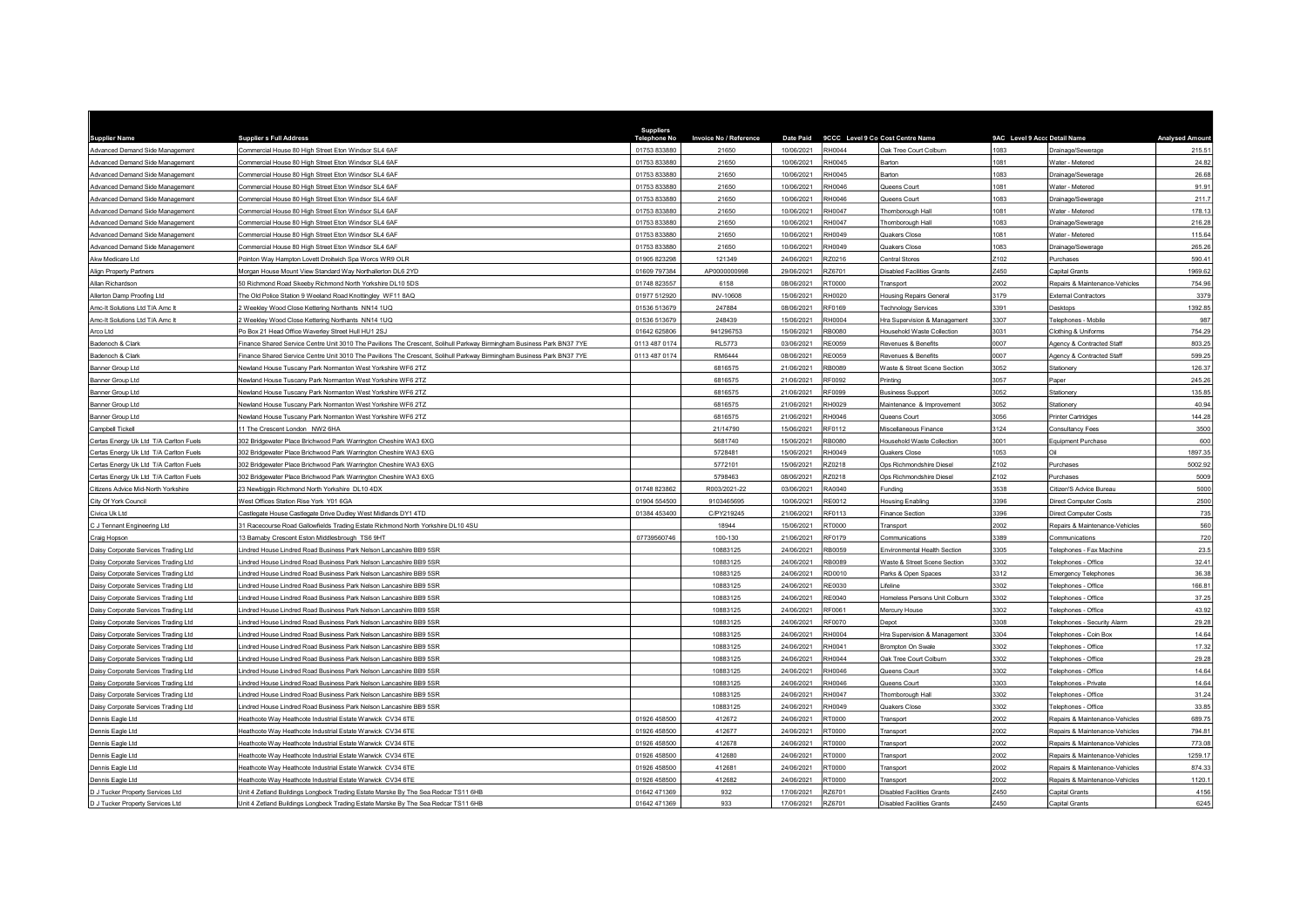| Supplier Name | Supplier s Full Address | Suppliers Telephone No | Invoice No / Reference | Date Paid | 9CCC | Level 9 Co Cost Centre Name | 9AC | Level 9 Acc Detail Name | Analysed Amount |
|---|---|---|---|---|---|---|---|---|---|
| Advanced Demand Side Management | Commercial House 80 High Street Eton Windsor SL4 6AF | 01753 833880 | 21650 | 10/06/2021 | RH0044 | Oak Tree Court Colburn | 1083 | Drainage/Sewerage | 215.51 |
| Advanced Demand Side Management | Commercial House 80 High Street Eton Windsor SL4 6AF | 01753 833880 | 21650 | 10/06/2021 | RH0045 | Barton | 1081 | Water - Metered | 24.82 |
| Advanced Demand Side Management | Commercial House 80 High Street Eton Windsor SL4 6AF | 01753 833880 | 21650 | 10/06/2021 | RH0045 | Barton | 1083 | Drainage/Sewerage | 26.68 |
| Advanced Demand Side Management | Commercial House 80 High Street Eton Windsor SL4 6AF | 01753 833880 | 21650 | 10/06/2021 | RH0046 | Queens Court | 1081 | Water - Metered | 91.91 |
| Advanced Demand Side Management | Commercial House 80 High Street Eton Windsor SL4 6AF | 01753 833880 | 21650 | 10/06/2021 | RH0046 | Queens Court | 1083 | Drainage/Sewerage | 211.7 |
| Advanced Demand Side Management | Commercial House 80 High Street Eton Windsor SL4 6AF | 01753 833880 | 21650 | 10/06/2021 | RH0047 | Thornborough Hall | 1081 | Water - Metered | 178.13 |
| Advanced Demand Side Management | Commercial House 80 High Street Eton Windsor SL4 6AF | 01753 833880 | 21650 | 10/06/2021 | RH0047 | Thornborough Hall | 1083 | Drainage/Sewerage | 216.28 |
| Advanced Demand Side Management | Commercial House 80 High Street Eton Windsor SL4 6AF | 01753 833880 | 21650 | 10/06/2021 | RH0049 | Quakers Close | 1081 | Water - Metered | 115.64 |
| Advanced Demand Side Management | Commercial House 80 High Street Eton Windsor SL4 6AF | 01753 833880 | 21650 | 10/06/2021 | RH0049 | Quakers Close | 1083 | Drainage/Sewerage | 265.26 |
| Akw Medicare Ltd | Pointon Way Hampton Lovett Droitwich Spa Worcs WR9 OLR | 01905 823298 | 121349 | 24/06/2021 | RZ0216 | Central Stores | Z102 | Purchases | 590.41 |
| Align Property Partners | Morgan House Mount View Standard Way Northallerton DL6 2YD | 01609 797384 | AP0000000998 | 29/06/2021 | RZ6701 | Disabled Facilities Grants | Z450 | Capital Grants | 1969.62 |
| Allan Richardson | 50 Richmond Road Skeeby Richmond North Yorkshire DL10 5DS | 01748 823557 | 6158 | 08/06/2021 | RT0000 | Transport | 2002 | Repairs & Maintenance-Vehicles | 754.96 |
| Allerton Damp Proofing Ltd | The Old Police Station 9 Weeland Road Knottingley WF11 8AQ | 01977 512920 | INV-10608 | 15/06/2021 | RH0020 | Housing Repairs General | 3179 | External Contractors | 3379 |
| Amc-It Solutions Ltd T/A Amc It | 2 Weekley Wood Close Kettering Northants NN14 1UQ | 01536 513679 | 247884 | 08/06/2021 | RF0169 | Technology Services | 3391 | Desktops | 1392.85 |
| Amc-It Solutions Ltd T/A Amc It | 2 Weekley Wood Close Kettering Northants NN14 1UQ | 01536 513679 | 248439 | 15/06/2021 | RH0004 | Hra Supervision & Management | 3307 | Telephones - Mobile | 987 |
| Arco Ltd | Po Box 21 Head Office Waverley Street Hull HU1 2SJ | 01642 625806 | 941296753 | 15/06/2021 | RB0080 | Household Waste Collection | 3031 | Clothing & Uniforms | 754.29 |
| Badenoch & Clark | Finance Shared Service Centre Unit 3010 The Pavilions The Crescent, Solihull Parkway Birmingham Business Park BN37 7YE | 0113 487 0174 | RL5773 | 03/06/2021 | RE0059 | Revenues & Benefits | 0007 | Agency & Contracted Staff | 803.25 |
| Badenoch & Clark | Finance Shared Service Centre Unit 3010 The Pavilions The Crescent, Solihull Parkway Birmingham Business Park BN37 7YE | 0113 487 0174 | RM6444 | 08/06/2021 | RE0059 | Revenues & Benefits | 0007 | Agency & Contracted Staff | 599.25 |
| Banner Group Ltd | Newland House Tuscany Park Normanton West Yorkshire WF6 2TZ | | 6816575 | 21/06/2021 | RB0089 | Waste & Street Scene Section | 3052 | Stationery | 126.37 |
| Banner Group Ltd | Newland House Tuscany Park Normanton West Yorkshire WF6 2TZ | | 6816575 | 21/06/2021 | RF0092 | Printing | 3057 | Paper | 245.26 |
| Banner Group Ltd | Newland House Tuscany Park Normanton West Yorkshire WF6 2TZ | | 6816575 | 21/06/2021 | RF0099 | Business Support | 3052 | Stationery | 135.85 |
| Banner Group Ltd | Newland House Tuscany Park Normanton West Yorkshire WF6 2TZ | | 6816575 | 21/06/2021 | RH0029 | Maintenance & Improvement | 3052 | Stationery | 40.94 |
| Banner Group Ltd | Newland House Tuscany Park Normanton West Yorkshire WF6 2TZ | | 6816575 | 21/06/2021 | RH0046 | Queens Court | 3056 | Printer Cartridges | 144.28 |
| Campbell Tickell | 11 The Crescent London NW2 6HA | | 21/14790 | 15/06/2021 | RF0112 | Miscellaneous Finance | 3124 | Consultancy Fees | 3500 |
| Certas Energy Uk Ltd T/A Carlton Fuels | 302 Bridgewater Place Brichwood Park Warrington Cheshire WA3 6XG | | 5681740 | 15/06/2021 | RB0080 | Household Waste Collection | 3001 | Equipment Purchase | 600 |
| Certas Energy Uk Ltd T/A Carlton Fuels | 302 Bridgewater Place Brichwood Park Warrington Cheshire WA3 6XG | | 5728481 | 15/06/2021 | RH0049 | Quakers Close | 1053 | Oil | 1897.35 |
| Certas Energy Uk Ltd T/A Carlton Fuels | 302 Bridgewater Place Brichwood Park Warrington Cheshire WA3 6XG | | 5772101 | 15/06/2021 | RZ0218 | Ops Richmondshire Diesel | Z102 | Purchases | 5002.92 |
| Certas Energy Uk Ltd T/A Carlton Fuels | 302 Bridgewater Place Brichwood Park Warrington Cheshire WA3 6XG | | 5798463 | 08/06/2021 | RZ0218 | Ops Richmondshire Diesel | Z102 | Purchases | 5009 |
| Citizens Advice Mid-North Yorkshire | 23 Newbiggin Richmond North Yorkshire DL10 4DX | 01748 823862 | R003/2021-22 | 03/06/2021 | RA0040 | Funding | 3538 | Citizen'S Advice Bureau | 5000 |
| City Of York Council | West Offices Station Rise York Y01 6GA | 01904 554500 | 9103465695 | 10/06/2021 | RE0012 | Housing Enabling | 3396 | Direct Computer Costs | 2500 |
| Civica Uk Ltd | Castlegate House Castlegate Drive Dudley West Midlands DY1 4TD | 01384 453400 | C/PY219245 | 21/06/2021 | RF0113 | Finance Section | 3396 | Direct Computer Costs | 735 |
| C J Tennant Engineering Ltd | 31 Racecourse Road Gallowfields Trading Estate Richmond North Yorkshire DL10 4SU | | 18944 | 15/06/2021 | RT0000 | Transport | 2002 | Repairs & Maintenance-Vehicles | 560 |
| Craig Hopson | 13 Barnaby Crescent Eston Middlesbrough TS6 9HT | 07739560746 | 100-130 | 21/06/2021 | RF0179 | Communications | 3389 | Communications | 720 |
| Daisy Corporate Services Trading Ltd | Lindred House Lindred Road Business Park Nelson Lancashire BB9 5SR | | 10883125 | 24/06/2021 | RB0059 | Environmental Health Section | 3305 | Telephones - Fax Machine | 23.5 |
| Daisy Corporate Services Trading Ltd | Lindred House Lindred Road Business Park Nelson Lancashire BB9 5SR | | 10883125 | 24/06/2021 | RB0089 | Waste & Street Scene Section | 3302 | Telephones - Office | 32.41 |
| Daisy Corporate Services Trading Ltd | Lindred House Lindred Road Business Park Nelson Lancashire BB9 5SR | | 10883125 | 24/06/2021 | RD0010 | Parks & Open Spaces | 3312 | Emergency Telephones | 36.38 |
| Daisy Corporate Services Trading Ltd | Lindred House Lindred Road Business Park Nelson Lancashire BB9 5SR | | 10883125 | 24/06/2021 | RE0030 | Lifeline | 3302 | Telephones - Office | 166.81 |
| Daisy Corporate Services Trading Ltd | Lindred House Lindred Road Business Park Nelson Lancashire BB9 5SR | | 10883125 | 24/06/2021 | RE0040 | Homeless Persons Unit Colburn | 3302 | Telephones - Office | 37.25 |
| Daisy Corporate Services Trading Ltd | Lindred House Lindred Road Business Park Nelson Lancashire BB9 5SR | | 10883125 | 24/06/2021 | RF0061 | Mercury House | 3302 | Telephones - Office | 43.92 |
| Daisy Corporate Services Trading Ltd | Lindred House Lindred Road Business Park Nelson Lancashire BB9 5SR | | 10883125 | 24/06/2021 | RF0070 | Depot | 3308 | Telephones - Security Alarm | 29.28 |
| Daisy Corporate Services Trading Ltd | Lindred House Lindred Road Business Park Nelson Lancashire BB9 5SR | | 10883125 | 24/06/2021 | RH0004 | Hra Supervision & Management | 3304 | Telephones - Coin Box | 14.64 |
| Daisy Corporate Services Trading Ltd | Lindred House Lindred Road Business Park Nelson Lancashire BB9 5SR | | 10883125 | 24/06/2021 | RH0041 | Brompton On Swale | 3302 | Telephones - Office | 17.32 |
| Daisy Corporate Services Trading Ltd | Lindred House Lindred Road Business Park Nelson Lancashire BB9 5SR | | 10883125 | 24/06/2021 | RH0044 | Oak Tree Court Colburn | 3302 | Telephones - Office | 29.28 |
| Daisy Corporate Services Trading Ltd | Lindred House Lindred Road Business Park Nelson Lancashire BB9 5SR | | 10883125 | 24/06/2021 | RH0046 | Queens Court | 3302 | Telephones - Office | 14.64 |
| Daisy Corporate Services Trading Ltd | Lindred House Lindred Road Business Park Nelson Lancashire BB9 5SR | | 10883125 | 24/06/2021 | RH0046 | Queens Court | 3303 | Telephones - Private | 14.64 |
| Daisy Corporate Services Trading Ltd | Lindred House Lindred Road Business Park Nelson Lancashire BB9 5SR | | 10883125 | 24/06/2021 | RH0047 | Thornborough Hall | 3302 | Telephones - Office | 31.24 |
| Daisy Corporate Services Trading Ltd | Lindred House Lindred Road Business Park Nelson Lancashire BB9 5SR | | 10883125 | 24/06/2021 | RH0049 | Quakers Close | 3302 | Telephones - Office | 33.85 |
| Dennis Eagle Ltd | Heathcote Way Heathcote Industrial Estate Warwick CV34 6TE | 01926 458500 | 412672 | 24/06/2021 | RT0000 | Transport | 2002 | Repairs & Maintenance-Vehicles | 689.75 |
| Dennis Eagle Ltd | Heathcote Way Heathcote Industrial Estate Warwick CV34 6TE | 01926 458500 | 412677 | 24/06/2021 | RT0000 | Transport | 2002 | Repairs & Maintenance-Vehicles | 794.81 |
| Dennis Eagle Ltd | Heathcote Way Heathcote Industrial Estate Warwick CV34 6TE | 01926 458500 | 412678 | 24/06/2021 | RT0000 | Transport | 2002 | Repairs & Maintenance-Vehicles | 773.08 |
| Dennis Eagle Ltd | Heathcote Way Heathcote Industrial Estate Warwick CV34 6TE | 01926 458500 | 412680 | 24/06/2021 | RT0000 | Transport | 2002 | Repairs & Maintenance-Vehicles | 1259.17 |
| Dennis Eagle Ltd | Heathcote Way Heathcote Industrial Estate Warwick CV34 6TE | 01926 458500 | 412681 | 24/06/2021 | RT0000 | Transport | 2002 | Repairs & Maintenance-Vehicles | 874.33 |
| Dennis Eagle Ltd | Heathcote Way Heathcote Industrial Estate Warwick CV34 6TE | 01926 458500 | 412682 | 24/06/2021 | RT0000 | Transport | 2002 | Repairs & Maintenance-Vehicles | 1120.1 |
| D J Tucker Property Services Ltd | Unit 4 Zetland Buildings Longbeck Trading Estate Marske By The Sea Redcar TS11 6HB | 01642 471369 | 932 | 17/06/2021 | RZ6701 | Disabled Facilities Grants | Z450 | Capital Grants | 4156 |
| D J Tucker Property Services Ltd | Unit 4 Zetland Buildings Longbeck Trading Estate Marske By The Sea Redcar TS11 6HB | 01642 471369 | 933 | 17/06/2021 | RZ6701 | Disabled Facilities Grants | Z450 | Capital Grants | 6245 |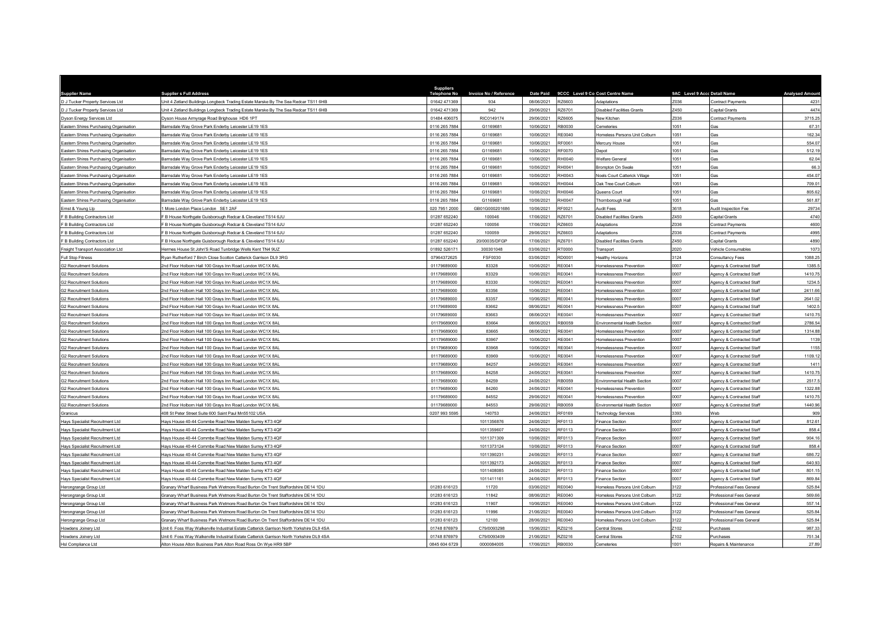| Supplier Name | Supplier s Full Address | Suppliers Telephone No | Invoice No / Reference | Date Paid | 9CCC | Level 9 Co Cost Centre Name | 9AC | Level 9 Acco Detail Name | Analysed Amount |
|---|---|---|---|---|---|---|---|---|---|
| D J Tucker Property Services Ltd | Unit 4 Zetland Buildings Longbeck Trading Estate Marske By The Sea Redcar TS11 6HB | 01642 471369 | 934 | 08/06/2021 | RZ6603 | Adaptations | Z036 | Contract Payments | 4231 |
| D J Tucker Property Services Ltd | Unit 4 Zetland Buildings Longbeck Trading Estate Marske By The Sea Redcar TS11 6HB | 01642 471369 | 942 | 29/06/2021 | RZ6701 | Disabled Facilities Grants | Z450 | Capital Grants | 4474 |
| Dyson Energy Services Ltd | Dyson House Armyrage Road Brighouse HD6 1PT | 01484 406075 | RIC0149174 | 29/06/2021 | RZ6605 | New Kitchen | Z036 | Contract Payments | 3715.25 |
| Eastern Shires Purchasing Organisation | Barnsdale Way Grove Park Enderby Leicester LE19 1ES | 0116 265 7884 | G1169681 | 10/06/2021 | RB0030 | Cemeteries | 1051 | Gas | 67.31 |
| Eastern Shires Purchasing Organisation | Barnsdale Way Grove Park Enderby Leicester LE19 1ES | 0116 265 7884 | G1169681 | 10/06/2021 | RE0040 | Homeless Persons Unit Colburn | 1051 | Gas | 162.34 |
| Eastern Shires Purchasing Organisation | Barnsdale Way Grove Park Enderby Leicester LE19 1ES | 0116 265 7884 | G1169681 | 10/06/2021 | RF0061 | Mercury House | 1051 | Gas | 554.07 |
| Eastern Shires Purchasing Organisation | Barnsdale Way Grove Park Enderby Leicester LE19 1ES | 0116 265 7884 | G1169681 | 10/06/2021 | RF0070 | Depot | 1051 | Gas | 512.19 |
| Eastern Shires Purchasing Organisation | Barnsdale Way Grove Park Enderby Leicester LE19 1ES | 0116 265 7884 | G1169681 | 10/06/2021 | RH0040 | Welfare General | 1051 | Gas | 62.04 |
| Eastern Shires Purchasing Organisation | Barnsdale Way Grove Park Enderby Leicester LE19 1ES | 0116 265 7884 | G1169681 | 10/06/2021 | RH0041 | Brompton On Swale | 1051 | Gas | 66.3 |
| Eastern Shires Purchasing Organisation | Barnsdale Way Grove Park Enderby Leicester LE19 1ES | 0116 265 7884 | G1169681 | 10/06/2021 | RH0043 | Noels Court Catterick Village | 1051 | Gas | 454.07 |
| Eastern Shires Purchasing Organisation | Barnsdale Way Grove Park Enderby Leicester LE19 1ES | 0116 265 7884 | G1169681 | 10/06/2021 | RH0044 | Oak Tree Court Colburn | 1051 | Gas | 709.01 |
| Eastern Shires Purchasing Organisation | Barnsdale Way Grove Park Enderby Leicester LE19 1ES | 0116 265 7884 | G1169681 | 10/06/2021 | RH0046 | Queens Court | 1051 | Gas | 805.62 |
| Eastern Shires Purchasing Organisation | Barnsdale Way Grove Park Enderby Leicester LE19 1ES | 0116 265 7884 | G1169681 | 10/06/2021 | RH0047 | Thornborough Hall | 1051 | Gas | 561.87 |
| Ernst & Young Llp | 1 More London Place London SE1 2AF | 020 7951 2000 | GB01G000201686 | 10/06/2021 | RF0021 | Audit Fees | 3618 | Audit Inspection Fee | 29734 |
| F B Building Contractors Ltd | F B House Northgate Guisborough Redcar & Cleveland TS14 6JU | 01287 652240 | 100046 | 17/06/2021 | RZ6701 | Disabled Facilities Grants | Z450 | Capital Grants | 4740 |
| F B Building Contractors Ltd | F B House Northgate Guisborough Redcar & Cleveland TS14 6JU | 01287 652240 | 100056 | 17/06/2021 | RZ6603 | Adaptations | Z036 | Contract Payments | 4600 |
| F B Building Contractors Ltd | F B House Northgate Guisborough Redcar & Cleveland TS14 6JU | 01287 652240 | 100059 | 29/06/2021 | RZ6603 | Adaptations | Z036 | Contract Payments | 4995 |
| F B Building Contractors Ltd | F B House Northgate Guisborough Redcar & Cleveland TS14 6JU | 01287 652240 | 20/00035/DFGP | 17/06/2021 | RZ6701 | Disabled Facilities Grants | Z450 | Capital Grants | 4890 |
| Freight Transport Association Ltd | Hermes House St John'S Road Tunbridge Wells Kent TN4 9UZ | 01892 526171 | 300301048 | 03/06/2021 | RT0000 | Transport | 2020 | Vehicle Consumables | 1073 |
| Full Stop Fitness | Ryan Rutherford 7 Birch Close Scotton Catterick Garrison DL9 3RG | 07964372625 | FSF0030 | 03/06/2021 | RD0001 | Healthy Horizons | 3124 | Consultancy Fees | 1088.25 |
| G2 Recruitment Solutions | 2nd Floor Holborn Hall 100 Grays Inn Road London WC1X 8AL | 01179689000 | 83328 | 10/06/2021 | RE0041 | Homelessness Prevention | 0007 | Agency & Contracted Staff | 1385.5 |
| G2 Recruitment Solutions | 2nd Floor Holborn Hall 100 Grays Inn Road London WC1X 8AL | 01179689000 | 83329 | 10/06/2021 | RE0041 | Homelessness Prevention | 0007 | Agency & Contracted Staff | 1410.75 |
| G2 Recruitment Solutions | 2nd Floor Holborn Hall 100 Grays Inn Road London WC1X 8AL | 01179689000 | 83330 | 10/06/2021 | RE0041 | Homelessness Prevention | 0007 | Agency & Contracted Staff | 1234.5 |
| G2 Recruitment Solutions | 2nd Floor Holborn Hall 100 Grays Inn Road London WC1X 8AL | 01179689000 | 83356 | 10/06/2021 | RE0041 | Homelessness Prevention | 0007 | Agency & Contracted Staff | 2411.66 |
| G2 Recruitment Solutions | 2nd Floor Holborn Hall 100 Grays Inn Road London WC1X 8AL | 01179689000 | 83357 | 10/06/2021 | RE0041 | Homelessness Prevention | 0007 | Agency & Contracted Staff | 2641.02 |
| G2 Recruitment Solutions | 2nd Floor Holborn Hall 100 Grays Inn Road London WC1X 8AL | 01179689000 | 83662 | 08/06/2021 | RE0041 | Homelessness Prevention | 0007 | Agency & Contracted Staff | 1402.5 |
| G2 Recruitment Solutions | 2nd Floor Holborn Hall 100 Grays Inn Road London WC1X 8AL | 01179689000 | 83663 | 08/06/2021 | RE0041 | Homelessness Prevention | 0007 | Agency & Contracted Staff | 1410.75 |
| G2 Recruitment Solutions | 2nd Floor Holborn Hall 100 Grays Inn Road London WC1X 8AL | 01179689000 | 83664 | 08/06/2021 | RB0059 | Environmental Health Section | 0007 | Agency & Contracted Staff | 2786.54 |
| G2 Recruitment Solutions | 2nd Floor Holborn Hall 100 Grays Inn Road London WC1X 8AL | 01179689000 | 83665 | 08/06/2021 | RE0041 | Homelessness Prevention | 0007 | Agency & Contracted Staff | 1314.88 |
| G2 Recruitment Solutions | 2nd Floor Holborn Hall 100 Grays Inn Road London WC1X 8AL | 01179689000 | 83967 | 10/06/2021 | RE0041 | Homelessness Prevention | 0007 | Agency & Contracted Staff | 1139 |
| G2 Recruitment Solutions | 2nd Floor Holborn Hall 100 Grays Inn Road London WC1X 8AL | 01179689000 | 83968 | 10/06/2021 | RE0041 | Homelessness Prevention | 0007 | Agency & Contracted Staff | 1155 |
| G2 Recruitment Solutions | 2nd Floor Holborn Hall 100 Grays Inn Road London WC1X 8AL | 01179689000 | 83969 | 10/06/2021 | RE0041 | Homelessness Prevention | 0007 | Agency & Contracted Staff | 1109.12 |
| G2 Recruitment Solutions | 2nd Floor Holborn Hall 100 Grays Inn Road London WC1X 8AL | 01179689000 | 84257 | 24/06/2021 | RE0041 | Homelessness Prevention | 0007 | Agency & Contracted Staff | 1411 |
| G2 Recruitment Solutions | 2nd Floor Holborn Hall 100 Grays Inn Road London WC1X 8AL | 01179689000 | 84258 | 24/06/2021 | RE0041 | Homelessness Prevention | 0007 | Agency & Contracted Staff | 1410.75 |
| G2 Recruitment Solutions | 2nd Floor Holborn Hall 100 Grays Inn Road London WC1X 8AL | 01179689000 | 84259 | 24/06/2021 | RB0059 | Environmental Health Section | 0007 | Agency & Contracted Staff | 2517.5 |
| G2 Recruitment Solutions | 2nd Floor Holborn Hall 100 Grays Inn Road London WC1X 8AL | 01179689000 | 84260 | 24/06/2021 | RE0041 | Homelessness Prevention | 0007 | Agency & Contracted Staff | 1322.88 |
| G2 Recruitment Solutions | 2nd Floor Holborn Hall 100 Grays Inn Road London WC1X 8AL | 01179689000 | 84552 | 29/06/2021 | RE0041 | Homelessness Prevention | 0007 | Agency & Contracted Staff | 1410.75 |
| G2 Recruitment Solutions | 2nd Floor Holborn Hall 100 Grays Inn Road London WC1X 8AL | 01179689000 | 84553 | 29/06/2021 | RB0059 | Environmental Health Section | 0007 | Agency & Contracted Staff | 1440.96 |
| Granicus | 408 St Peter Street Suite 600 Saint Paul Mn55102 USA | 0207 993 5595 | 140753 | 24/06/2021 | RF0169 | Technology Services | 3393 | Web | 909 |
| Hays Specialist Recruitment Ltd | Hays House 40-44 Commbe Road New Malden Surrey KT3 4QF | | 1011356876 | 24/06/2021 | RF0113 | Finance Section | 0007 | Agency & Contracted Staff | 812.61 |
| Hays Specialist Recruitment Ltd | Hays House 40-44 Commbe Road New Malden Surrey KT3 4QF | | 1011359607 | 24/06/2021 | RF0113 | Finance Section | 0007 | Agency & Contracted Staff | 858.4 |
| Hays Specialist Recruitment Ltd | Hays House 40-44 Commbe Road New Malden Surrey KT3 4QF | | 1011371309 | 10/06/2021 | RF0113 | Finance Section | 0007 | Agency & Contracted Staff | 904.16 |
| Hays Specialist Recruitment Ltd | Hays House 40-44 Commbe Road New Malden Surrey KT3 4QF | | 1011373124 | 10/06/2021 | RF0113 | Finance Section | 0007 | Agency & Contracted Staff | 858.4 |
| Hays Specialist Recruitment Ltd | Hays House 40-44 Commbe Road New Malden Surrey KT3 4QF | | 1011390231 | 24/06/2021 | RF0113 | Finance Section | 0007 | Agency & Contracted Staff | 686.72 |
| Hays Specialist Recruitment Ltd | Hays House 40-44 Commbe Road New Malden Surrey KT3 4QF | | 1011392173 | 24/06/2021 | RF0113 | Finance Section | 0007 | Agency & Contracted Staff | 640.93 |
| Hays Specialist Recruitment Ltd | Hays House 40-44 Commbe Road New Malden Surrey KT3 4QF | | 1011408085 | 24/06/2021 | RF0113 | Finance Section | 0007 | Agency & Contracted Staff | 801.15 |
| Hays Specialist Recruitment Ltd | Hays House 40-44 Commbe Road New Malden Surrey KT3 4QF | | 1011411161 | 24/06/2021 | RF0113 | Finance Section | 0007 | Agency & Contracted Staff | 869.84 |
| Herongrange Group Ltd | Granary Wharf Business Park Wetmore Road Burton On Trent Staffordshire DE14 1DU | 01283 616123 | 11720 | 03/06/2021 | RE0040 | Homeless Persons Unit Colburn | 3122 | Professional Fees General | 525.84 |
| Herongrange Group Ltd | Granary Wharf Business Park Wetmore Road Burton On Trent Staffordshire DE14 1DU | 01283 616123 | 11842 | 08/06/2021 | RE0040 | Homeless Persons Unit Colburn | 3122 | Professional Fees General | 569.66 |
| Herongrange Group Ltd | Granary Wharf Business Park Wetmore Road Burton On Trent Staffordshire DE14 1DU | 01283 616123 | 11907 | 10/06/2021 | RE0040 | Homeless Persons Unit Colburn | 3122 | Professional Fees General | 557.14 |
| Herongrange Group Ltd | Granary Wharf Business Park Wetmore Road Burton On Trent Staffordshire DE14 1DU | 01283 616123 | 11996 | 21/06/2021 | RE0040 | Homeless Persons Unit Colburn | 3122 | Professional Fees General | 525.84 |
| Herongrange Group Ltd | Granary Wharf Business Park Wetmore Road Burton On Trent Staffordshire DE14 1DU | 01283 616123 | 12100 | 28/06/2021 | RE0040 | Homeless Persons Unit Colburn | 3122 | Professional Fees General | 525.84 |
| Howdens Joinery Ltd | Unit 6 Foss Way Walkerville Industrial Estate Catterick Garrison North Yorkshire DL9 4SA | 01748 876979 | C79/0093298 | 15/06/2021 | RZ0216 | Central Stores | Z102 | Purchases | 987.33 |
| Howdens Joinery Ltd | Unit 6 Foss Way Walkerville Industrial Estate Catterick Garrison North Yorkshire DL9 4SA | 01748 876979 | C79/0093409 | 21/06/2021 | RZ0216 | Central Stores | Z102 | Purchases | 751.34 |
| Hsl Compliance Ltd | Alton House Alton Business Park Alton Road Ross On Wye HR9 5BP | 0845 604 6729 | 0000084005 | 17/06/2021 | RB0030 | Cemeteries | 1001 | Repairs & Maintenance | 27.89 |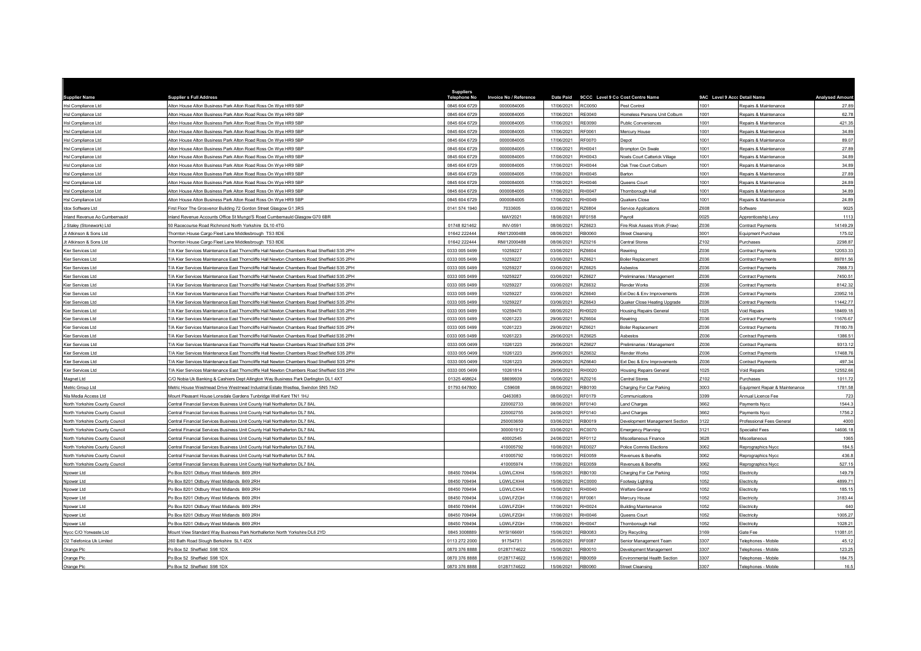| Supplier Name | Supplier s Full Address | Suppliers Telephone No | Invoice No / Reference | Date Paid | 9CCC Level 9 Co Cost Centre Name | | 9AC Level 9 Acc Detail Name | | Analysed Amount |
|---|---|---|---|---|---|---|---|---|---|
| Hsl Compliance Ltd | Alton House Alton Business Park Alton Road Ross On Wye HR9 5BP | 0845 604 6729 | 0000084005 | 17/06/2021 | RC0050 | Pest Control | 1001 | Repairs & Maintenance | 27.89 |
| Hsl Compliance Ltd | Alton House Alton Business Park Alton Road Ross On Wye HR9 5BP | 0845 604 6729 | 0000084005 | 17/06/2021 | RE0040 | Homeless Persons Unit Colburn | 1001 | Repairs & Maintenance | 62.78 |
| Hsl Compliance Ltd | Alton House Alton Business Park Alton Road Ross On Wye HR9 5BP | 0845 604 6729 | 0000084005 | 17/06/2021 | RE0090 | Public Conveniences | 1001 | Repairs & Maintenance | 421.35 |
| Hsl Compliance Ltd | Alton House Alton Business Park Alton Road Ross On Wye HR9 5BP | 0845 604 6729 | 0000084005 | 17/06/2021 | RF0061 | Mercury House | 1001 | Repairs & Maintenance | 34.89 |
| Hsl Compliance Ltd | Alton House Alton Business Park Alton Road Ross On Wye HR9 5BP | 0845 604 6729 | 0000084005 | 17/06/2021 | RF0070 | Depot | 1001 | Repairs & Maintenance | 89.07 |
| Hsl Compliance Ltd | Alton House Alton Business Park Alton Road Ross On Wye HR9 5BP | 0845 604 6729 | 0000084005 | 17/06/2021 | RH0041 | Brompton On Swale | 1001 | Repairs & Maintenance | 27.89 |
| Hsl Compliance Ltd | Alton House Alton Business Park Alton Road Ross On Wye HR9 5BP | 0845 604 6729 | 0000084005 | 17/06/2021 | RH0043 | Noels Court Catterick Village | 1001 | Repairs & Maintenance | 34.89 |
| Hsl Compliance Ltd | Alton House Alton Business Park Alton Road Ross On Wye HR9 5BP | 0845 604 6729 | 0000084005 | 17/06/2021 | RH0044 | Oak Tree Court Colburn | 1001 | Repairs & Maintenance | 34.89 |
| Hsl Compliance Ltd | Alton House Alton Business Park Alton Road Ross On Wye HR9 5BP | 0845 604 6729 | 0000084005 | 17/06/2021 | RH0045 | Barton | 1001 | Repairs & Maintenance | 27.89 |
| Hsl Compliance Ltd | Alton House Alton Business Park Alton Road Ross On Wye HR9 5BP | 0845 604 6729 | 0000084005 | 17/06/2021 | RH0046 | Queens Court | 1001 | Repairs & Maintenance | 24.89 |
| Hsl Compliance Ltd | Alton House Alton Business Park Alton Road Ross On Wye HR9 5BP | 0845 604 6729 | 0000084005 | 17/06/2021 | RH0047 | Thornborough Hall | 1001 | Repairs & Maintenance | 34.89 |
| Hsl Compliance Ltd | Alton House Alton Business Park Alton Road Ross On Wye HR9 5BP | 0845 604 6729 | 0000084005 | 17/06/2021 | RH0049 | Quakers Close | 1001 | Repairs & Maintenance | 24.89 |
| Idox Software Ltd | First Floor The Grosvenor Building 72 Gordon Street Glasgow G1 3RS | 0141 574 1940 | 7033605 | 03/06/2021 | RZ6804 | Service Applications | Z608 | Software | 9025 |
| Inland Revenue Ao Cumbernauld | Inland Revenue Accounts Office St Mungo'S Road Cumbernauld Glasgow G70 6BR | | MAY2021 | 18/06/2021 | RF0158 | Payroll | 0025 | Apprenticeship Levy | 1113 |
| J Staley (Stonework) Ltd | 50 Racecourse Road Richmond North Yorkshire DL10 4TG | 01748 821462 | INV-0591 | 08/06/2021 | RZ6623 | Fire Risk Assess Work (Fraw) | Z036 | Contract Payments | 14149.29 |
| Jt Atkinson & Sons Ltd | Thornton House Cargo Fleet Lane Middlesbrough TS3 8DE | 01642 222444 | RM/12000488 | 08/06/2021 | RB0060 | Street Cleansing | 3001 | Equipment Purchase | 175.02 |
| Jt Atkinson & Sons Ltd | Thornton House Cargo Fleet Lane Middlesbrough TS3 8DE | 01642 222444 | RM/12000488 | 08/06/2021 | RZ0216 | Central Stores | Z102 | Purchases | 2298.87 |
| Kier Services Ltd | T/A Kier Services Maintenance East Thorncliffe Hall Newton Chambers Road Sheffield S35 2PH | 0333 005 0499 | 10259227 | 03/06/2021 | RZ6604 | Rewiring | Z036 | Contract Payments | 12053.33 |
| Kier Services Ltd | T/A Kier Services Maintenance East Thorncliffe Hall Newton Chambers Road Sheffield S35 2PH | 0333 005 0499 | 10259227 | 03/06/2021 | RZ6621 | Boiler Replacement | Z036 | Contract Payments | 89781.56 |
| Kier Services Ltd | T/A Kier Services Maintenance East Thorncliffe Hall Newton Chambers Road Sheffield S35 2PH | 0333 005 0499 | 10259227 | 03/06/2021 | RZ6625 | Asbestos | Z036 | Contract Payments | 7888.73 |
| Kier Services Ltd | T/A Kier Services Maintenance East Thorncliffe Hall Newton Chambers Road Sheffield S35 2PH | 0333 005 0499 | 10259227 | 03/06/2021 | RZ6627 | Preliminaries / Management | Z036 | Contract Payments | 7450.51 |
| Kier Services Ltd | T/A Kier Services Maintenance East Thorncliffe Hall Newton Chambers Road Sheffield S35 2PH | 0333 005 0499 | 10259227 | 03/06/2021 | RZ6632 | Render Works | Z036 | Contract Payments | 8142.32 |
| Kier Services Ltd | T/A Kier Services Maintenance East Thorncliffe Hall Newton Chambers Road Sheffield S35 2PH | 0333 005 0499 | 10259227 | 03/06/2021 | RZ6640 | Ext Dec & Env Improvements | Z036 | Contract Payments | 23952.16 |
| Kier Services Ltd | T/A Kier Services Maintenance East Thorncliffe Hall Newton Chambers Road Sheffield S35 2PH | 0333 005 0499 | 10259227 | 03/06/2021 | RZ6643 | Quaker Close Heating Upgrade | Z036 | Contract Payments | 11442.77 |
| Kier Services Ltd | T/A Kier Services Maintenance East Thorncliffe Hall Newton Chambers Road Sheffield S35 2PH | 0333 005 0499 | 10259470 | 08/06/2021 | RH0020 | Housing Repairs General | 1025 | Void Repairs | 18469.18 |
| Kier Services Ltd | T/A Kier Services Maintenance East Thorncliffe Hall Newton Chambers Road Sheffield S35 2PH | 0333 005 0499 | 10261223 | 29/06/2021 | RZ6604 | Rewiring | Z036 | Contract Payments | 11676.67 |
| Kier Services Ltd | T/A Kier Services Maintenance East Thorncliffe Hall Newton Chambers Road Sheffield S35 2PH | 0333 005 0499 | 10261223 | 29/06/2021 | RZ6621 | Boiler Replacement | Z036 | Contract Payments | 78180.78 |
| Kier Services Ltd | T/A Kier Services Maintenance East Thorncliffe Hall Newton Chambers Road Sheffield S35 2PH | 0333 005 0499 | 10261223 | 29/06/2021 | RZ6625 | Asbestos | Z036 | Contract Payments | 1386.51 |
| Kier Services Ltd | T/A Kier Services Maintenance East Thorncliffe Hall Newton Chambers Road Sheffield S35 2PH | 0333 005 0499 | 10261223 | 29/06/2021 | RZ6627 | Preliminaries / Management | Z036 | Contract Payments | 9313.12 |
| Kier Services Ltd | T/A Kier Services Maintenance East Thorncliffe Hall Newton Chambers Road Sheffield S35 2PH | 0333 005 0499 | 10261223 | 29/06/2021 | RZ6632 | Render Works | Z036 | Contract Payments | 17468.76 |
| Kier Services Ltd | T/A Kier Services Maintenance East Thorncliffe Hall Newton Chambers Road Sheffield S35 2PH | 0333 005 0499 | 10261223 | 29/06/2021 | RZ6640 | Ext Dec & Env Improvements | Z036 | Contract Payments | 497.34 |
| Kier Services Ltd | T/A Kier Services Maintenance East Thorncliffe Hall Newton Chambers Road Sheffield S35 2PH | 0333 005 0499 | 10261814 | 29/06/2021 | RH0020 | Housing Repairs General | 1025 | Void Repairs | 12552.66 |
| Magnet Ltd | C/O Nobia Uk Banking & Cashiers Dept Allington Way Business Park Darlington DL1 4XT | 01325 468624 | 58699939 | 10/06/2021 | RZ0216 | Central Stores | Z102 | Purchases | 1011.72 |
| Metric Group Ltd | Metric House Westmead Drive Westmead Industrial Estate Westlea, Swindon SN5 7AD | 01793 647800 | C59608 | 08/06/2021 | RB0100 | Charging For Car Parking | 3003 | Equipment Repair & Maintenance | 1781.58 |
| Nla Media Access Ltd | Mount Pleasant House Lonsdale Gardens Tunbridge Well Kent TN1 1HJ | | Q463083 | 08/06/2021 | RF0179 | Communications | 3399 | Annual Licence Fee | 723 |
| North Yorkshire County Council | Central Financial Services Business Unit County Hall Northallerton DL7 8AL | | 220002733 | 08/06/2021 | RF0140 | Land Charges | 3662 | Payments Nycc | 1544.3 |
| North Yorkshire County Council | Central Financial Services Business Unit County Hall Northallerton DL7 8AL | | 220002755 | 24/06/2021 | RF0140 | Land Charges | 3662 | Payments Nycc | 1756.2 |
| North Yorkshire County Council | Central Financial Services Business Unit County Hall Northallerton DL7 8AL | | 250003659 | 03/06/2021 | RB0019 | Development Management Section | 3122 | Professional Fees General | 4000 |
| North Yorkshire County Council | Central Financial Services Business Unit County Hall Northallerton DL7 8AL | | 300001912 | 03/06/2021 | RC0070 | Emergency Planning | 3121 | Specialist Fees | 14606.18 |
| North Yorkshire County Council | Central Financial Services Business Unit County Hall Northallerton DL7 8AL | | 40002545 | 24/06/2021 | RF0112 | Miscellaneous Finance | 3628 | Miscellaneous | 1065 |
| North Yorkshire County Council | Central Financial Services Business Unit County Hall Northallerton DL7 8AL | | 410005792 | 10/06/2021 | RE0027 | Police Commis Elections | 3062 | Reprographics Nycc | 184.5 |
| North Yorkshire County Council | Central Financial Services Business Unit County Hall Northallerton DL7 8AL | | 410005792 | 10/06/2021 | RE0059 | Revenues & Benefits | 3062 | Reprographics Nycc | 436.8 |
| North Yorkshire County Council | Central Financial Services Business Unit County Hall Northallerton DL7 8AL | | 410005974 | 17/06/2021 | RE0059 | Revenues & Benefits | 3062 | Reprographics Nycc | 527.15 |
| Npower Ltd | Po Box 8201 Oldbury West Midlands B69 2RH | 08450 709494 | LGWLCXH4 | 15/06/2021 | RB0100 | Charging For Car Parking | 1052 | Electricity | 149.79 |
| Npower Ltd | Po Box 8201 Oldbury West Midlands B69 2RH | 08450 709494 | LGWLCXH4 | 15/06/2021 | RC0000 | Footway Lighting | 1052 | Electricity | 4899.71 |
| Npower Ltd | Po Box 8201 Oldbury West Midlands B69 2RH | 08450 709494 | LGWLCXH4 | 15/06/2021 | RH0040 | Welfare General | 1052 | Electricity | 185.15 |
| Npower Ltd | Po Box 8201 Oldbury West Midlands B69 2RH | 08450 709494 | LGWLFZGH | 17/06/2021 | RF0061 | Mercury House | 1052 | Electricity | 3183.44 |
| Npower Ltd | Po Box 8201 Oldbury West Midlands B69 2RH | 08450 709494 | LGWLFZGH | 17/06/2021 | RH0024 | Building Maintenance | 1052 | Electricity | 640 |
| Npower Ltd | Po Box 8201 Oldbury West Midlands B69 2RH | 08450 709494 | LGWLFZGH | 17/06/2021 | RH0046 | Queens Court | 1052 | Electricity | 1005.27 |
| Npower Ltd | Po Box 8201 Oldbury West Midlands B69 2RH | 08450 709494 | LGWLFZGH | 17/06/2021 | RH0047 | Thornborough Hall | 1052 | Electricity | 1028.21 |
| Nycc C/O Yorwaste Ltd | Mount View Standard Way Business Park Northallerton North Yorkshire DL6 2YD | 0845 3008889 | NYSI166691 | 15/06/2021 | RB0083 | Dry Recycling | 3169 | Gate Fee | 11081.01 |
| O2 Telefonica Uk Limited | 260 Bath Road Slough Berkshire SL1 4DX | 0113 272 2000 | 91754731 | 25/06/2021 | RF0087 | Senior Management Team | 3307 | Telephones - Mobile | 45.12 |
| Orange Plc | Po Box 52 Sheffield S98 1DX | 0870 376 8888 | 01287174622 | 15/06/2021 | RB0010 | Development Management | 3307 | Telephones - Mobile | 123.25 |
| Orange Plc | Po Box 52 Sheffield S98 1DX | 0870 376 8888 | 01287174622 | 15/06/2021 | RB0059 | Environmental Health Section | 3307 | Telephones - Mobile | 184.75 |
| Orange Plc | Po Box 52 Sheffield S98 1DX | 0870 376 8888 | 01287174622 | 15/06/2021 | RB0060 | Street Cleansing | 3307 | Telephones - Mobile | 16.5 |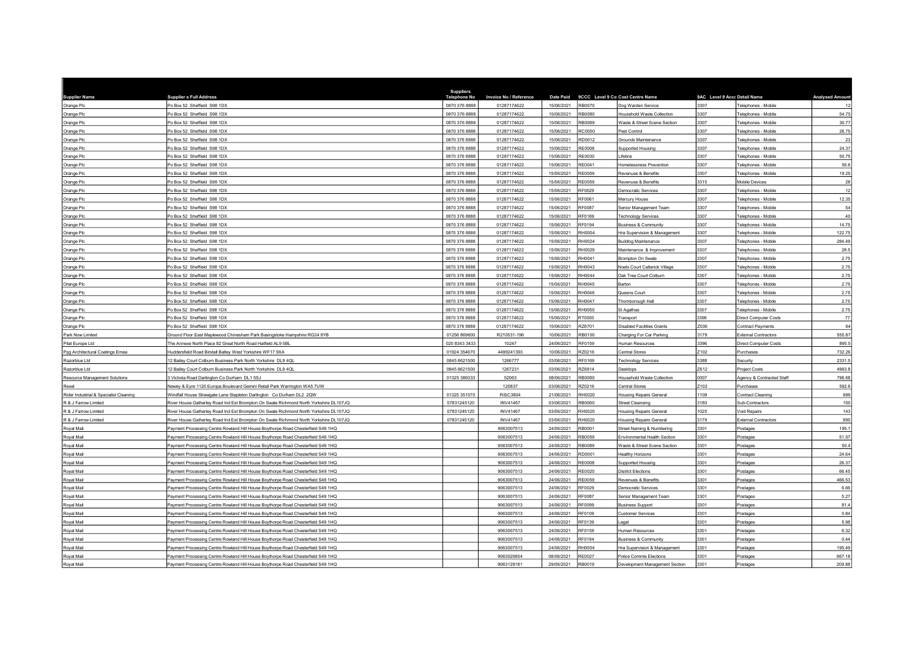| Supplier Name | Supplier s Full Address | Suppliers Telephone No | Invoice No / Reference | Date Paid | 9CCC Level 9 Co | Cost Centre Name | 9AC Level 9 Acc | Detail Name | Analysed Amount |
|---|---|---|---|---|---|---|---|---|---|
| Orange Plc | Po Box 52 Sheffield S98 1DX | 0870 376 8888 | 01287174622 | 15/06/2021 | RB0070 | Dog Warden Service | 3307 | Telephones - Mobile | 12 |
| Orange Plc | Po Box 52 Sheffield S98 1DX | 0870 376 8888 | 01287174622 | 15/06/2021 | RB0080 | Household Waste Collection | 3307 | Telephones - Mobile | 54.75 |
| Orange Plc | Po Box 52 Sheffield S98 1DX | 0870 376 8888 | 01287174622 | 15/06/2021 | RB0089 | Waste & Street Scene Section | 3307 | Telephones - Mobile | 30.77 |
| Orange Plc | Po Box 52 Sheffield S98 1DX | 0870 376 8888 | 01287174622 | 15/06/2021 | RC0050 | Pest Control | 3307 | Telephones - Mobile | 26.75 |
| Orange Plc | Po Box 52 Sheffield S98 1DX | 0870 376 8888 | 01287174622 | 15/06/2021 | RD0012 | Grounds Maintenance | 3307 | Telephones - Mobile | 23 |
| Orange Plc | Po Box 52 Sheffield S98 1DX | 0870 376 8888 | 01287174622 | 15/06/2021 | RE0008 | Supported Housing | 3307 | Telephones - Mobile | 24.37 |
| Orange Plc | Po Box 52 Sheffield S98 1DX | 0870 376 8888 | 01287174622 | 15/06/2021 | RE0030 | Lifeline | 3307 | Telephones - Mobile | 50.75 |
| Orange Plc | Po Box 52 Sheffield S98 1DX | 0870 376 8888 | 01287174622 | 15/06/2021 | RE0041 | Homelessness Prevention | 3307 | Telephones - Mobile | 56.6 |
| Orange Plc | Po Box 52 Sheffield S98 1DX | 0870 376 8888 | 01287174622 | 15/06/2021 | RE0059 | Revenues & Benefits | 3307 | Telephones - Mobile | 19.25 |
| Orange Plc | Po Box 52 Sheffield S98 1DX | 0870 376 8888 | 01287174622 | 15/06/2021 | RE0059 | Revenues & Benefits | 3315 | Mobile Devices | 28 |
| Orange Plc | Po Box 52 Sheffield S98 1DX | 0870 376 8888 | 01287174622 | 15/06/2021 | RF0029 | Democratic Services | 3307 | Telephones - Mobile | 12 |
| Orange Plc | Po Box 52 Sheffield S98 1DX | 0870 376 8888 | 01287174622 | 15/06/2021 | RF0061 | Mercury House | 3307 | Telephones - Mobile | 12.35 |
| Orange Plc | Po Box 52 Sheffield S98 1DX | 0870 376 8888 | 01287174622 | 15/06/2021 | RF0087 | Senior Management Team | 3307 | Telephones - Mobile | 54 |
| Orange Plc | Po Box 52 Sheffield S98 1DX | 0870 376 8888 | 01287174622 | 15/06/2021 | RF0169 | Technology Services | 3307 | Telephones - Mobile | 40 |
| Orange Plc | Po Box 52 Sheffield S98 1DX | 0870 376 8888 | 01287174622 | 15/06/2021 | RF0194 | Business & Community | 3307 | Telephones - Mobile | 14.75 |
| Orange Plc | Po Box 52 Sheffield S98 1DX | 0870 376 8888 | 01287174622 | 15/06/2021 | RH0004 | Hra Supervision & Management | 3307 | Telephones - Mobile | 122.75 |
| Orange Plc | Po Box 52 Sheffield S98 1DX | 0870 376 8888 | 01287174622 | 15/06/2021 | RH0024 | Building Maintenance | 3307 | Telephones - Mobile | 284.49 |
| Orange Plc | Po Box 52 Sheffield S98 1DX | 0870 376 8888 | 01287174622 | 15/06/2021 | RH0029 | Maintenance & Improvement | 3307 | Telephones - Mobile | 28.5 |
| Orange Plc | Po Box 52 Sheffield S98 1DX | 0870 376 8888 | 01287174622 | 15/06/2021 | RH0041 | Brompton On Swale | 3307 | Telephones - Mobile | 2.75 |
| Orange Plc | Po Box 52 Sheffield S98 1DX | 0870 376 8888 | 01287174622 | 15/06/2021 | RH0043 | Noels Court Catterick Village | 3307 | Telephones - Mobile | 2.75 |
| Orange Plc | Po Box 52 Sheffield S98 1DX | 0870 376 8888 | 01287174622 | 15/06/2021 | RH0044 | Oak Tree Court Colburn | 3307 | Telephones - Mobile | 2.75 |
| Orange Plc | Po Box 52 Sheffield S98 1DX | 0870 376 8888 | 01287174622 | 15/06/2021 | RH0045 | Barton | 3307 | Telephones - Mobile | 2.75 |
| Orange Plc | Po Box 52 Sheffield S98 1DX | 0870 376 8888 | 01287174622 | 15/06/2021 | RH0046 | Queens Court | 3307 | Telephones - Mobile | 2.75 |
| Orange Plc | Po Box 52 Sheffield S98 1DX | 0870 376 8888 | 01287174622 | 15/06/2021 | RH0047 | Thornborough Hall | 3307 | Telephones - Mobile | 2.75 |
| Orange Plc | Po Box 52 Sheffield S98 1DX | 0870 376 8888 | 01287174622 | 15/06/2021 | RH0050 | St Agathas | 3307 | Telephones - Mobile | 2.75 |
| Orange Plc | Po Box 52 Sheffield S98 1DX | 0870 376 8888 | 01287174622 | 15/06/2021 | RT0000 | Transport | 3396 | Direct Computer Costs | 77 |
| Orange Plc | Po Box 52 Sheffield S98 1DX | 0870 376 8888 | 01287174622 | 15/06/2021 | RZ6701 | Disabled Facilities Grants | Z036 | Contract Payments | 64 |
| Park Now Limited | Ground Floor East Maplewood Chinesham Park Basingstoke Hampshire RG24 8YB | 01256 869600 | R210531-196 | 10/06/2021 | RB0100 | Charging For Car Parking | 3179 | External Contractors | 555.87 |
| Pilat Europe Ltd | The Annexe North Place 82 Great North Road Hatfield AL9 5BL | 020 8343 3433 | 10247 | 24/06/2021 | RF0159 | Human Resources | 3396 | Direct Computer Costs | 895.5 |
| Ppg Architectural Coatings Emea | Huddersfield Road Birstall Batley West Yorkshire WF17 9XA | 01924 354670 | 4499241393 | 10/06/2021 | RZ0216 | Central Stores | Z102 | Purchases | 732.26 |
| Razorblue Ltd | 12 Bailey Court Colburn Business Park North Yorkshire DL9 4QL | 0845 8621500 | 1266777 | 03/06/2021 | RF0169 | Technology Services | 3388 | Security | 2331.5 |
| Razorblue Ltd | 12 Bailey Court Colburn Business Park North Yorkshire DL9 4QL | 0845 8621500 | 1267231 | 03/06/2021 | RZ6814 | Desktops | Z612 | Project Costs | 4993.8 |
| Resource Management Solutions | 3 Victoria Road Darlington Co Durham DL1 5SJ | 01325 389333 | 52063 | 08/06/2021 | RB0080 | Household Waste Collection | 0007 | Agency & Contracted Staff | 796.68 |
| Rexel | Newey & Eyre 1120 Europa Boulevard Gemini Retail Park Warrington WA5 7UW | | 120837 | 03/06/2021 | RZ0216 | Central Stores | Z102 | Purchases | 592.6 |
| Rider Industrial & Specialist Cleaning | Windfall House Strawgate Lane Stapleton Darlington Co Durham DL2 2QW | 01325 351570 | RISC3804 | 21/06/2021 | RH0020 | Housing Repairs General | 1109 | Contract Cleaning | 699 |
| R & J Farrow Limited | River House Gatherley Road Ind Est Brompton On Swale Richmond North Yorkshire DL107JQ | 07831245120 | INV41467 | 03/06/2021 | RB0060 | Street Cleansing | 3180 | Sub-Contractors | 100 |
| R & J Farrow Limited | River House Gatherley Road Ind Est Brompton On Swale Richmond North Yorkshire DL107JQ | 07831245120 | INV41467 | 03/06/2021 | RH0020 | Housing Repairs General | 1025 | Void Repairs | 143 |
| R & J Farrow Limited | River House Gatherley Road Ind Est Brompton On Swale Richmond North Yorkshire DL107JQ | 07831245120 | INV41467 | 03/06/2021 | RH0020 | Housing Repairs General | 3179 | External Contractors | 890 |
| Royal Mail | Payment Processing Centre Rowland Hill House Boythorpe Road Chesterfield S49 1HQ | | 9063007513 | 24/06/2021 | RB0001 | Street Naming & Numbering | 3301 | Postages | 195.1 |
| Royal Mail | Payment Processing Centre Rowland Hill House Boythorpe Road Chesterfield S49 1HQ | | 9063007513 | 24/06/2021 | RB0059 | Environmental Health Section | 3301 | Postages | 51.07 |
| Royal Mail | Payment Processing Centre Rowland Hill House Boythorpe Road Chesterfield S49 1HQ | | 9063007513 | 24/06/2021 | RB0089 | Waste & Street Scene Section | 3301 | Postages | 50.4 |
| Royal Mail | Payment Processing Centre Rowland Hill House Boythorpe Road Chesterfield S49 1HQ | | 9063007513 | 24/06/2021 | RD0001 | Healthy Horizons | 3301 | Postages | 24.64 |
| Royal Mail | Payment Processing Centre Rowland Hill House Boythorpe Road Chesterfield S49 1HQ | | 9063007513 | 24/06/2021 | RE0008 | Supported Housing | 3301 | Postages | 26.37 |
| Royal Mail | Payment Processing Centre Rowland Hill House Boythorpe Road Chesterfield S49 1HQ | | 9063007513 | 24/06/2021 | RE0020 | District Elections | 3301 | Postages | 66.45 |
| Royal Mail | Payment Processing Centre Rowland Hill House Boythorpe Road Chesterfield S49 1HQ | | 9063007513 | 24/06/2021 | RE0059 | Revenues & Benefits | 3301 | Postages | 466.53 |
| Royal Mail | Payment Processing Centre Rowland Hill House Boythorpe Road Chesterfield S49 1HQ | | 9063007513 | 24/06/2021 | RF0029 | Democratic Services | 3301 | Postages | 6.66 |
| Royal Mail | Payment Processing Centre Rowland Hill House Boythorpe Road Chesterfield S49 1HQ | | 9063007513 | 24/06/2021 | RF0087 | Senior Management Team | 3301 | Postages | 5.27 |
| Royal Mail | Payment Processing Centre Rowland Hill House Boythorpe Road Chesterfield S49 1HQ | | 9063007513 | 24/06/2021 | RF0099 | Business Support | 3301 | Postages | 81.4 |
| Royal Mail | Payment Processing Centre Rowland Hill House Boythorpe Road Chesterfield S49 1HQ | | 9063007513 | 24/06/2021 | RF0109 | Customer Services | 3301 | Postages | 0.84 |
| Royal Mail | Payment Processing Centre Rowland Hill House Boythorpe Road Chesterfield S49 1HQ | | 9063007513 | 24/06/2021 | RF0139 | Legal | 3301 | Postages | 5.98 |
| Royal Mail | Payment Processing Centre Rowland Hill House Boythorpe Road Chesterfield S49 1HQ | | 9063007513 | 24/06/2021 | RF0159 | Human Resources | 3301 | Postages | 6.32 |
| Royal Mail | Payment Processing Centre Rowland Hill House Boythorpe Road Chesterfield S49 1HQ | | 9063007513 | 24/06/2021 | RF0194 | Business & Community | 3301 | Postages | 0.44 |
| Royal Mail | Payment Processing Centre Rowland Hill House Boythorpe Road Chesterfield S49 1HQ | | 9063007513 | 24/06/2021 | RH0004 | Hra Supervision & Management | 3301 | Postages | 195.49 |
| Royal Mail | Payment Processing Centre Rowland Hill House Boythorpe Road Chesterfield S49 1HQ | | 9063020654 | 08/06/2021 | RE0027 | Police Commis Elections | 3301 | Postages | 867.18 |
| Royal Mail | Payment Processing Centre Rowland Hill House Boythorpe Road Chesterfield S49 1HQ | | 9063129181 | 29/06/2021 | RB0019 | Development Management Section | 3301 | Postages | 209.88 |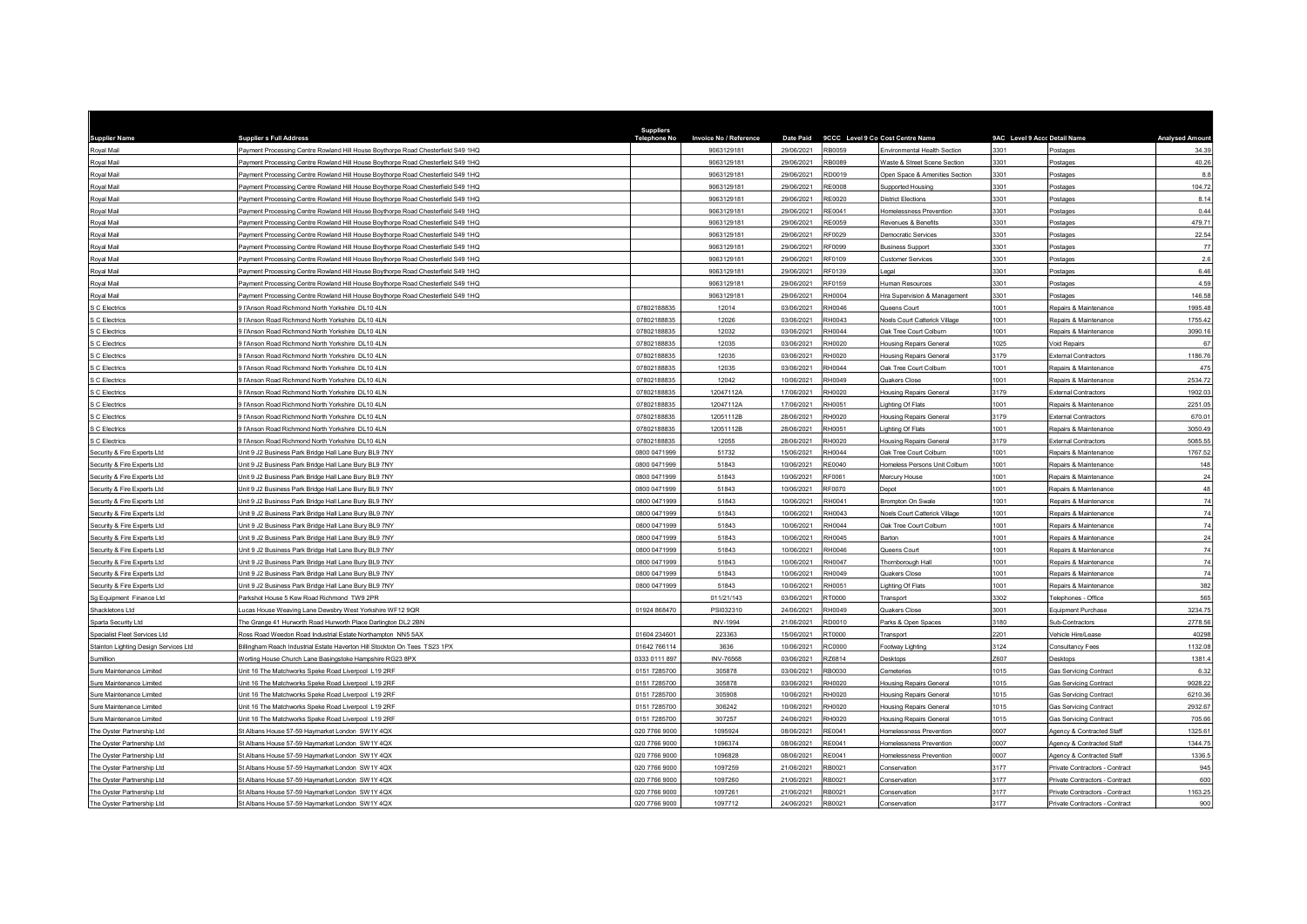| Supplier Name | Supplier s Full Address | Suppliers Telephone No | Invoice No / Reference | Date Paid | 9CCC Level 9 Co | Cost Centre Name | 9AC Level 9 Acc | Detail Name | Analysed Amount |
|---|---|---|---|---|---|---|---|---|---|
| Royal Mail | Payment Processing Centre Rowland Hill House Boythorpe Road Chesterfield S49 1HQ | | 9063129181 | 29/06/2021 | RB0059 | Environmental Health Section | 3301 | Postages | 34.39 |
| Royal Mail | Payment Processing Centre Rowland Hill House Boythorpe Road Chesterfield S49 1HQ | | 9063129181 | 29/06/2021 | RB0089 | Waste & Street Scene Section | 3301 | Postages | 40.26 |
| Royal Mail | Payment Processing Centre Rowland Hill House Boythorpe Road Chesterfield S49 1HQ | | 9063129181 | 29/06/2021 | RD0019 | Open Space & Amenities Section | 3301 | Postages | 8.8 |
| Royal Mail | Payment Processing Centre Rowland Hill House Boythorpe Road Chesterfield S49 1HQ | | 9063129181 | 29/06/2021 | RE0008 | Supported Housing | 3301 | Postages | 104.72 |
| Royal Mail | Payment Processing Centre Rowland Hill House Boythorpe Road Chesterfield S49 1HQ | | 9063129181 | 29/06/2021 | RE0020 | District Elections | 3301 | Postages | 8.14 |
| Royal Mail | Payment Processing Centre Rowland Hill House Boythorpe Road Chesterfield S49 1HQ | | 9063129181 | 29/06/2021 | RE0041 | Homelessness Prevention | 3301 | Postages | 0.44 |
| Royal Mail | Payment Processing Centre Rowland Hill House Boythorpe Road Chesterfield S49 1HQ | | 9063129181 | 29/06/2021 | RE0059 | Revenues & Benefits | 3301 | Postages | 479.71 |
| Royal Mail | Payment Processing Centre Rowland Hill House Boythorpe Road Chesterfield S49 1HQ | | 9063129181 | 29/06/2021 | RF0029 | Democratic Services | 3301 | Postages | 22.54 |
| Royal Mail | Payment Processing Centre Rowland Hill House Boythorpe Road Chesterfield S49 1HQ | | 9063129181 | 29/06/2021 | RF0099 | Business Support | 3301 | Postages | 77 |
| Royal Mail | Payment Processing Centre Rowland Hill House Boythorpe Road Chesterfield S49 1HQ | | 9063129181 | 29/06/2021 | RF0109 | Customer Services | 3301 | Postages | 2.6 |
| Royal Mail | Payment Processing Centre Rowland Hill House Boythorpe Road Chesterfield S49 1HQ | | 9063129181 | 29/06/2021 | RF0139 | Legal | 3301 | Postages | 6.46 |
| Royal Mail | Payment Processing Centre Rowland Hill House Boythorpe Road Chesterfield S49 1HQ | | 9063129181 | 29/06/2021 | RF0159 | Human Resources | 3301 | Postages | 4.59 |
| Royal Mail | Payment Processing Centre Rowland Hill House Boythorpe Road Chesterfield S49 1HQ | | 9063129181 | 29/06/2021 | RH0004 | Hra Supervision & Management | 3301 | Postages | 146.58 |
| S C Electrics | 9 I'Anson Road Richmond North Yorkshire DL10 4LN | 07802188835 | 12014 | 03/06/2021 | RH0046 | Queens Court | 1001 | Repairs & Maintenance | 1995.48 |
| S C Electrics | 9 I'Anson Road Richmond North Yorkshire DL10 4LN | 07802188835 | 12026 | 03/06/2021 | RH0043 | Noels Court Catterick Village | 1001 | Repairs & Maintenance | 1755.42 |
| S C Electrics | 9 I'Anson Road Richmond North Yorkshire DL10 4LN | 07802188835 | 12032 | 03/06/2021 | RH0044 | Oak Tree Court Colburn | 1001 | Repairs & Maintenance | 3090.16 |
| S C Electrics | 9 I'Anson Road Richmond North Yorkshire DL10 4LN | 07802188835 | 12035 | 03/06/2021 | RH0020 | Housing Repairs General | 1025 | Void Repairs | 67 |
| S C Electrics | 9 I'Anson Road Richmond North Yorkshire DL10 4LN | 07802188835 | 12035 | 03/06/2021 | RH0020 | Housing Repairs General | 3179 | External Contractors | 1186.76 |
| S C Electrics | 9 I'Anson Road Richmond North Yorkshire DL10 4LN | 07802188835 | 12035 | 03/06/2021 | RH0044 | Oak Tree Court Colburn | 1001 | Repairs & Maintenance | 475 |
| S C Electrics | 9 I'Anson Road Richmond North Yorkshire DL10 4LN | 07802188835 | 12042 | 10/06/2021 | RH0049 | Quakers Close | 1001 | Repairs & Maintenance | 2534.72 |
| S C Electrics | 9 I'Anson Road Richmond North Yorkshire DL10 4LN | 07802188835 | 12047112A | 17/06/2021 | RH0020 | Housing Repairs General | 3179 | External Contractors | 1902.03 |
| S C Electrics | 9 I'Anson Road Richmond North Yorkshire DL10 4LN | 07802188835 | 12047112A | 17/06/2021 | RH0051 | Lighting Of Flats | 1001 | Repairs & Maintenance | 2251.05 |
| S C Electrics | 9 I'Anson Road Richmond North Yorkshire DL10 4LN | 07802188835 | 12051112B | 28/06/2021 | RH0020 | Housing Repairs General | 3179 | External Contractors | 670.01 |
| S C Electrics | 9 I'Anson Road Richmond North Yorkshire DL10 4LN | 07802188835 | 12051112B | 28/06/2021 | RH0051 | Lighting Of Flats | 1001 | Repairs & Maintenance | 3050.49 |
| S C Electrics | 9 I'Anson Road Richmond North Yorkshire DL10 4LN | 07802188835 | 12055 | 28/06/2021 | RH0020 | Housing Repairs General | 3179 | External Contractors | 5085.55 |
| Security & Fire Experts Ltd | Unit 9 J2 Business Park Bridge Hall Lane Bury BL9 7NY | 0800 0471999 | 51732 | 15/06/2021 | RH0044 | Oak Tree Court Colburn | 1001 | Repairs & Maintenance | 1767.52 |
| Security & Fire Experts Ltd | Unit 9 J2 Business Park Bridge Hall Lane Bury BL9 7NY | 0800 0471999 | 51843 | 10/06/2021 | RE0040 | Homeless Persons Unit Colburn | 1001 | Repairs & Maintenance | 148 |
| Security & Fire Experts Ltd | Unit 9 J2 Business Park Bridge Hall Lane Bury BL9 7NY | 0800 0471999 | 51843 | 10/06/2021 | RF0061 | Mercury House | 1001 | Repairs & Maintenance | 24 |
| Security & Fire Experts Ltd | Unit 9 J2 Business Park Bridge Hall Lane Bury BL9 7NY | 0800 0471999 | 51843 | 10/06/2021 | RF0070 | Depot | 1001 | Repairs & Maintenance | 48 |
| Security & Fire Experts Ltd | Unit 9 J2 Business Park Bridge Hall Lane Bury BL9 7NY | 0800 0471999 | 51843 | 10/06/2021 | RH0041 | Brompton On Swale | 1001 | Repairs & Maintenance | 74 |
| Security & Fire Experts Ltd | Unit 9 J2 Business Park Bridge Hall Lane Bury BL9 7NY | 0800 0471999 | 51843 | 10/06/2021 | RH0043 | Noels Court Catterick Village | 1001 | Repairs & Maintenance | 74 |
| Security & Fire Experts Ltd | Unit 9 J2 Business Park Bridge Hall Lane Bury BL9 7NY | 0800 0471999 | 51843 | 10/06/2021 | RH0044 | Oak Tree Court Colburn | 1001 | Repairs & Maintenance | 74 |
| Security & Fire Experts Ltd | Unit 9 J2 Business Park Bridge Hall Lane Bury BL9 7NY | 0800 0471999 | 51843 | 10/06/2021 | RH0045 | Barton | 1001 | Repairs & Maintenance | 24 |
| Security & Fire Experts Ltd | Unit 9 J2 Business Park Bridge Hall Lane Bury BL9 7NY | 0800 0471999 | 51843 | 10/06/2021 | RH0046 | Queens Court | 1001 | Repairs & Maintenance | 74 |
| Security & Fire Experts Ltd | Unit 9 J2 Business Park Bridge Hall Lane Bury BL9 7NY | 0800 0471999 | 51843 | 10/06/2021 | RH0047 | Thornborough Hall | 1001 | Repairs & Maintenance | 74 |
| Security & Fire Experts Ltd | Unit 9 J2 Business Park Bridge Hall Lane Bury BL9 7NY | 0800 0471999 | 51843 | 10/06/2021 | RH0049 | Quakers Close | 1001 | Repairs & Maintenance | 74 |
| Security & Fire Experts Ltd | Unit 9 J2 Business Park Bridge Hall Lane Bury BL9 7NY | 0800 0471999 | 51843 | 10/06/2021 | RH0051 | Lighting Of Flats | 1001 | Repairs & Maintenance | 382 |
| Sg Equipment Finance Ltd | Parkshot House 5 Kew Road Richmond TW9 2PR | | 011/21/143 | 03/06/2021 | RT0000 | Transport | 3302 | Telephones - Office | 565 |
| Shackletons Ltd | Lucas House Weaving Lane Dewsbry West Yorkshire WF12 9QR | 01924 868470 | PSI032310 | 24/06/2021 | RH0049 | Quakers Close | 3001 | Equipment Purchase | 3234.75 |
| Sparta Security Ltd | The Grange 41 Hurworth Road Hurworth Place Darlington DL2 2BN | | INV-1994 | 21/06/2021 | RD0010 | Parks & Open Spaces | 3180 | Sub-Contractors | 2778.56 |
| Specialist Fleet Services Ltd | Ross Road Weedon Road Industrial Estate Northampton NN5 5AX | 01604 234601 | 223363 | 15/06/2021 | RT0000 | Transport | 2201 | Vehicle Hire/Lease | 40298 |
| Stainton Lighting Design Services Ltd | Billingham Reach Industrial Estate Haverton Hill Stockton On Tees TS23 1PX | 01642 766114 | 3636 | 10/06/2021 | RC0000 | Footway Lighting | 3124 | Consultancy Fees | 1132.08 |
| Sumillion | Worting House Church Lane Basingstoke Hampshire RG23 8PX | 0333 0111 897 | INV-76568 | 03/06/2021 | RZ6814 | Desktops | Z607 | Desktops | 1381.4 |
| Sure Maintenance Limited | Unit 16 The Matchworks Speke Road Liverpool L19 2RF | 0151 7285700 | 305878 | 03/06/2021 | RB0030 | Cemeteries | 1015 | Gas Servicing Contract | 6.32 |
| Sure Maintenance Limited | Unit 16 The Matchworks Speke Road Liverpool L19 2RF | 0151 7285700 | 305878 | 03/06/2021 | RH0020 | Housing Repairs General | 1015 | Gas Servicing Contract | 9028.22 |
| Sure Maintenance Limited | Unit 16 The Matchworks Speke Road Liverpool L19 2RF | 0151 7285700 | 305908 | 10/06/2021 | RH0020 | Housing Repairs General | 1015 | Gas Servicing Contract | 6210.36 |
| Sure Maintenance Limited | Unit 16 The Matchworks Speke Road Liverpool L19 2RF | 0151 7285700 | 306242 | 10/06/2021 | RH0020 | Housing Repairs General | 1015 | Gas Servicing Contract | 2932.67 |
| Sure Maintenance Limited | Unit 16 The Matchworks Speke Road Liverpool L19 2RF | 0151 7285700 | 307257 | 24/06/2021 | RH0020 | Housing Repairs General | 1015 | Gas Servicing Contract | 705.66 |
| The Oyster Partnership Ltd | St Albans House 57-59 Haymarket London SW1Y 4QX | 020 7766 9000 | 1095924 | 08/06/2021 | RE0041 | Homelessness Prevention | 0007 | Agency & Contracted Staff | 1325.61 |
| The Oyster Partnership Ltd | St Albans House 57-59 Haymarket London SW1Y 4QX | 020 7766 9000 | 1096374 | 08/06/2021 | RE0041 | Homelessness Prevention | 0007 | Agency & Contracted Staff | 1344.75 |
| The Oyster Partnership Ltd | St Albans House 57-59 Haymarket London SW1Y 4QX | 020 7766 9000 | 1096828 | 08/06/2021 | RE0041 | Homelessness Prevention | 0007 | Agency & Contracted Staff | 1336.5 |
| The Oyster Partnership Ltd | St Albans House 57-59 Haymarket London SW1Y 4QX | 020 7766 9000 | 1097259 | 21/06/2021 | RB0021 | Conservation | 3177 | Private Contractors - Contract | 945 |
| The Oyster Partnership Ltd | St Albans House 57-59 Haymarket London SW1Y 4QX | 020 7766 9000 | 1097260 | 21/06/2021 | RB0021 | Conservation | 3177 | Private Contractors - Contract | 600 |
| The Oyster Partnership Ltd | St Albans House 57-59 Haymarket London SW1Y 4QX | 020 7766 9000 | 1097261 | 21/06/2021 | RB0021 | Conservation | 3177 | Private Contractors - Contract | 1163.25 |
| The Oyster Partnership Ltd | St Albans House 57-59 Haymarket London SW1Y 4QX | 020 7766 9000 | 1097712 | 24/06/2021 | RB0021 | Conservation | 3177 | Private Contractors - Contract | 900 |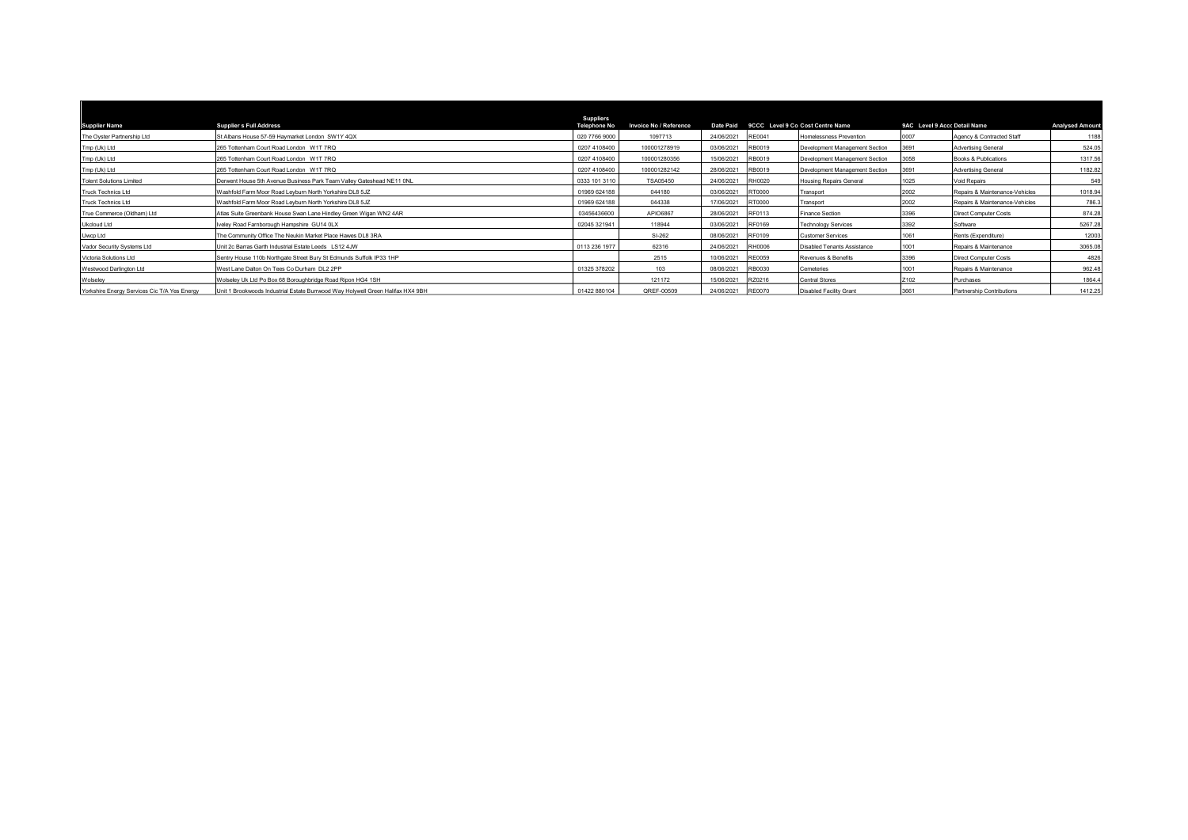| Supplier Name | Supplier s Full Address | Suppliers Telephone No | Invoice No / Reference | Date Paid | 9CCC | Level 9 Co Cost Centre Name | 9AC | Level 9 Acco Detail Name | Analysed Amount |
|---|---|---|---|---|---|---|---|---|---|
| The Oyster Partnership Ltd | St Albans House 57-59 Haymarket London SW1Y 4QX | 020 7766 9000 | 1097713 | 24/06/2021 | RE0041 | Homelessness Prevention | 0007 | Agency & Contracted Staff | 1188 |
| Tmp (Uk) Ltd | 265 Tottenham Court Road London W1T 7RQ | 0207 4108400 | 100001278919 | 03/06/2021 | RB0019 | Development Management Section | 3691 | Advertising General | 524.05 |
| Tmp (Uk) Ltd | 265 Tottenham Court Road London W1T 7RQ | 0207 4108400 | 100001280356 | 15/06/2021 | RB0019 | Development Management Section | 3058 | Books & Publications | 1317.56 |
| Tmp (Uk) Ltd | 265 Tottenham Court Road London W1T 7RQ | 0207 4108400 | 100001282142 | 28/06/2021 | RB0019 | Development Management Section | 3691 | Advertising General | 1182.82 |
| Tolent Solutions Limited | Derwent House 5th Avenue Business Park Team Valley Gateshead NE11 0NL | 0333 101 3110 | TSA05450 | 24/06/2021 | RH0020 | Housing Repairs General | 1025 | Void Repairs | 549 |
| Truck Technics Ltd | Washfold Farm Moor Road Leyburn North Yorkshire DL8 5JZ | 01969 624188 | 044180 | 03/06/2021 | RT0000 | Transport | 2002 | Repairs & Maintenance-Vehicles | 1018.94 |
| Truck Technics Ltd | Washfold Farm Moor Road Leyburn North Yorkshire DL8 5JZ | 01969 624188 | 044338 | 17/06/2021 | RT0000 | Transport | 2002 | Repairs & Maintenance-Vehicles | 786.3 |
| True Commerce (Oldham) Ltd | Atlas Suite Greenbank House Swan Lane Hindley Green Wigan WN2 4AR | 03456436600 | APIO6867 | 28/06/2021 | RF0113 | Finance Section | 3396 | Direct Computer Costs | 874.28 |
| Ukcloud Ltd | Ively Road Farnborough Hampshire GU14 0LX | 02045 321941 | 118944 | 03/06/2021 | RF0169 | Technology Services | 3392 | Software | 5267.28 |
| Uwcp Ltd | The Community Office The Neukin Market Place Hawes DL8 3RA | | SI-262 | 08/06/2021 | RF0109 | Customer Services | 1061 | Rents (Expenditure) | 12003 |
| Vador Security Systems Ltd | Unit 2c Barras Garth Industrial Estate Leeds LS12 4JW | 0113 236 1977 | 62316 | 24/06/2021 | RH0006 | Disabled Tenants Assistance | 1001 | Repairs & Maintenance | 3065.08 |
| Victoria Solutions Ltd | Sentry House 110b Northgate Street Bury St Edmunds Suffolk IP33 1HP | | 2515 | 10/06/2021 | RE0059 | Revenues & Benefits | 3396 | Direct Computer Costs | 4826 |
| Westwood Darlington Ltd | West Lane Dalton On Tees Co Durham DL2 2PP | 01325 378202 | 103 | 08/06/2021 | RB0030 | Cemeteries | 1001 | Repairs & Maintenance | 962.48 |
| Wolseley | Wolseley Uk Ltd Po Box 68 Boroughbridge Road Ripon HG4 1SH | | 121172 | 15/06/2021 | RZ0216 | Central Stores | Z102 | Purchases | 1864.4 |
| Yorkshire Energy Services Cic T/A Yes Energy | Unit 1 Brookwoods Industrial Estate Burrwood Way Holywell Green Halifax HX4 9BH | 01422 880104 | QREF-00509 | 24/06/2021 | RE0070 | Disabled Facility Grant | 3661 | Partnership Contributions | 1412.25 |